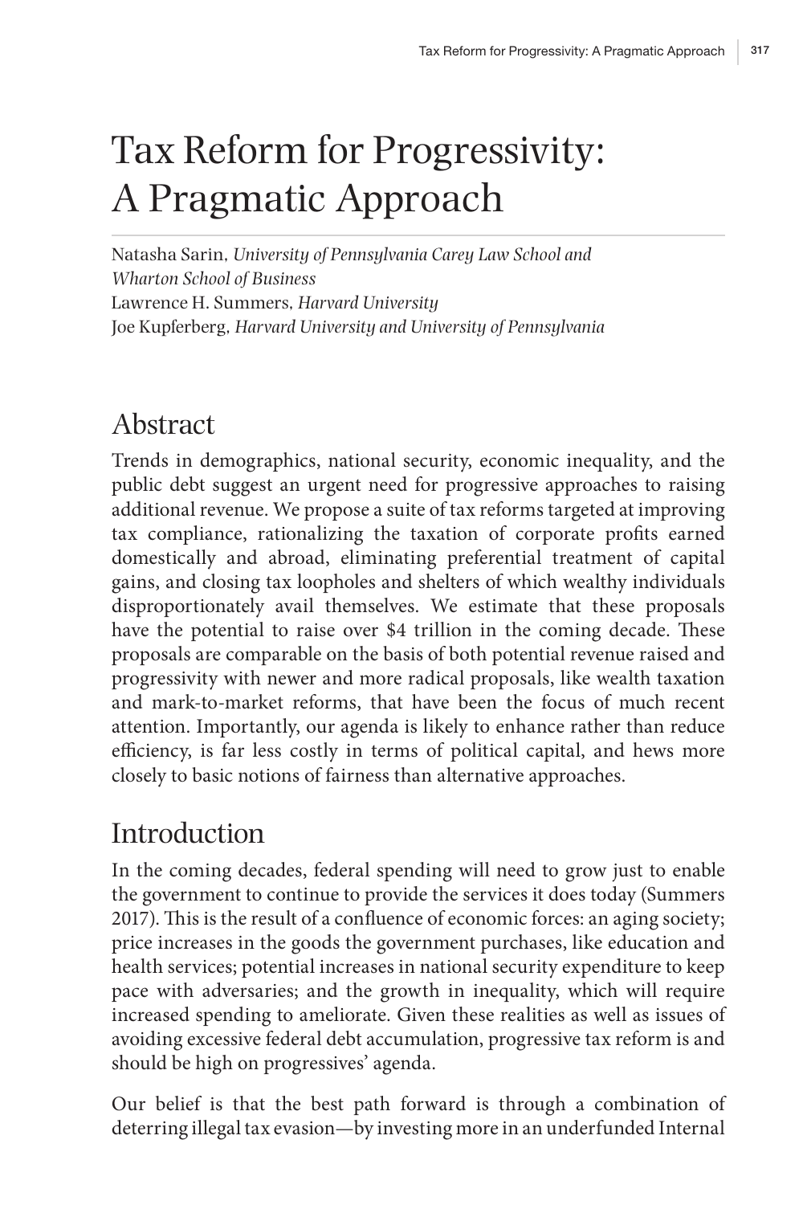# Tax Reform for Progressivity: A Pragmatic Approach

Natasha Sarin, *University of Pennsylvania Carey Law School and Wharton School of Business*
Lawrence H. Summers, *Harvard University*
Joe Kupferberg, *Harvard University and University of Pennsylvania*

## Abstract

Trends in demographics, national security, economic inequality, and the public debt suggest an urgent need for progressive approaches to raising additional revenue. We propose a suite of tax reforms targeted at improving tax compliance, rationalizing the taxation of corporate profits earned domestically and abroad, eliminating preferential treatment of capital gains, and closing tax loopholes and shelters of which wealthy individuals disproportionately avail themselves. We estimate that these proposals have the potential to raise over $4 trillion in the coming decade. These proposals are comparable on the basis of both potential revenue raised and progressivity with newer and more radical proposals, like wealth taxation and mark-to-market reforms, that have been the focus of much recent attention. Importantly, our agenda is likely to enhance rather than reduce efficiency, is far less costly in terms of political capital, and hews more closely to basic notions of fairness than alternative approaches.

## Introduction

In the coming decades, federal spending will need to grow just to enable the government to continue to provide the services it does today (Summers 2017). This is the result of a confluence of economic forces: an aging society; price increases in the goods the government purchases, like education and health services; potential increases in national security expenditure to keep pace with adversaries; and the growth in inequality, which will require increased spending to ameliorate. Given these realities as well as issues of avoiding excessive federal debt accumulation, progressive tax reform is and should be high on progressives' agenda.

Our belief is that the best path forward is through a combination of deterring illegal tax evasion—by investing more in an underfunded Internal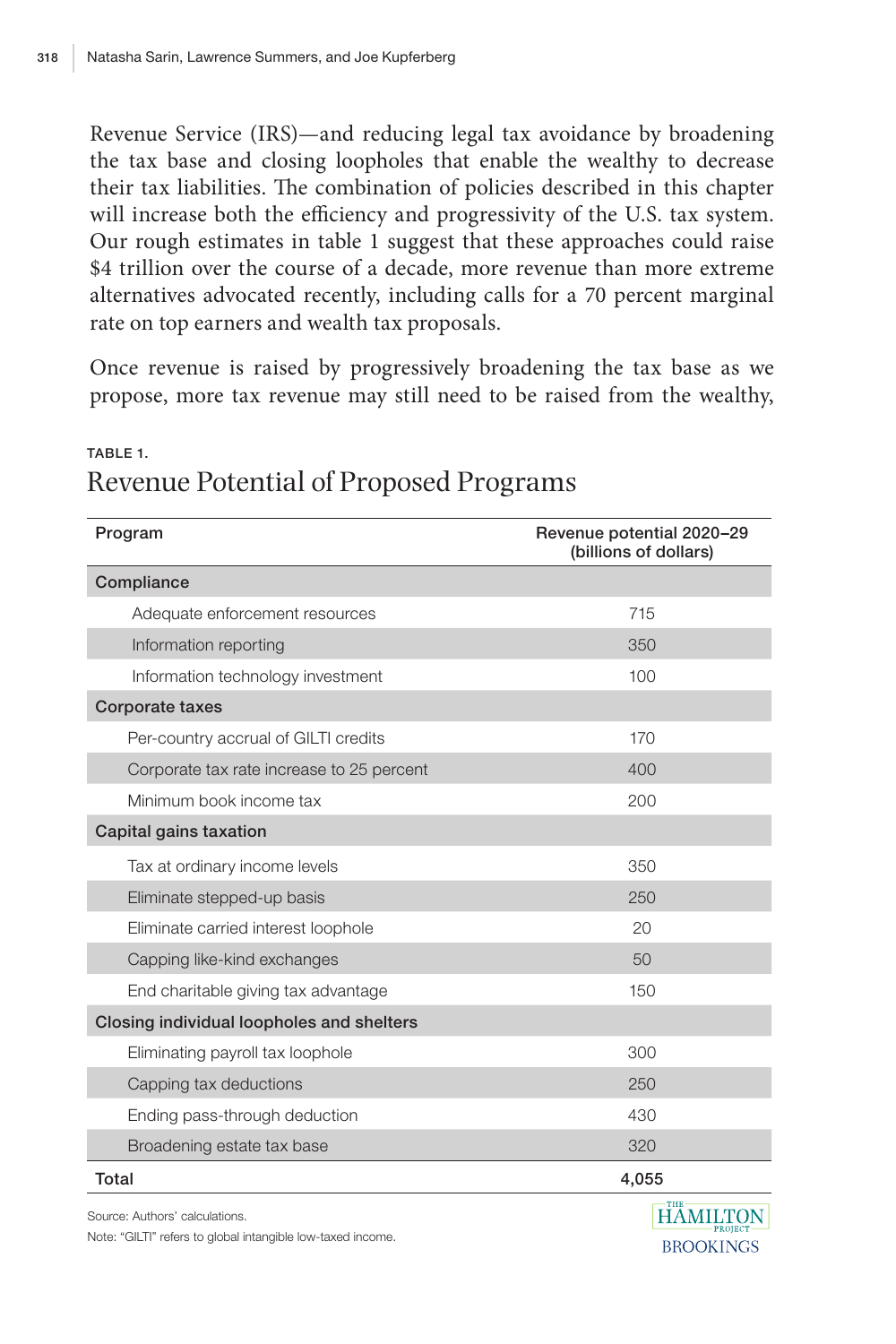Revenue Service (IRS)—and reducing legal tax avoidance by broadening the tax base and closing loopholes that enable the wealthy to decrease their tax liabilities. The combination of policies described in this chapter will increase both the efficiency and progressivity of the U.S. tax system. Our rough estimates in table 1 suggest that these approaches could raise $4 trillion over the course of a decade, more revenue than more extreme alternatives advocated recently, including calls for a 70 percent marginal rate on top earners and wealth tax proposals.

Once revenue is raised by progressively broadening the tax base as we propose, more tax revenue may still need to be raised from the wealthy,

TABLE 1.

## Revenue Potential of Proposed Programs

| Program | Revenue potential 2020–29 (billions of dollars) |
|---|---|
| **Compliance** | |
| Adequate enforcement resources | 715 |
| Information reporting | 350 |
| Information technology investment | 100 |
| **Corporate taxes** | |
| Per-country accrual of GILTI credits | 170 |
| Corporate tax rate increase to 25 percent | 400 |
| Minimum book income tax | 200 |
| **Capital gains taxation** | |
| Tax at ordinary income levels | 350 |
| Eliminate stepped-up basis | 250 |
| Eliminate carried interest loophole | 20 |
| Capping like-kind exchanges | 50 |
| End charitable giving tax advantage | 150 |
| **Closing individual loopholes and shelters** | |
| Eliminating payroll tax loophole | 300 |
| Capping tax deductions | 250 |
| Ending pass-through deduction | 430 |
| Broadening estate tax base | 320 |
| **Total** | **4,055** |

Source: Authors' calculations.

Note: "GILTI" refers to global intangible low-taxed income.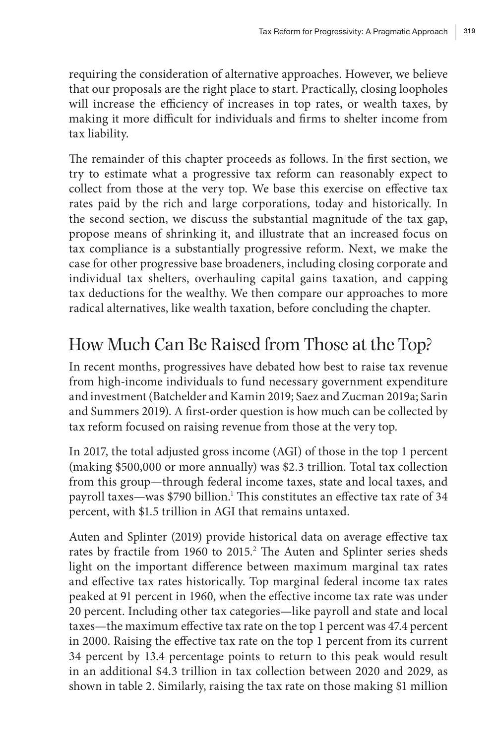requiring the consideration of alternative approaches. However, we believe that our proposals are the right place to start. Practically, closing loopholes will increase the efficiency of increases in top rates, or wealth taxes, by making it more difficult for individuals and firms to shelter income from tax liability.

The remainder of this chapter proceeds as follows. In the first section, we try to estimate what a progressive tax reform can reasonably expect to collect from those at the very top. We base this exercise on effective tax rates paid by the rich and large corporations, today and historically. In the second section, we discuss the substantial magnitude of the tax gap, propose means of shrinking it, and illustrate that an increased focus on tax compliance is a substantially progressive reform. Next, we make the case for other progressive base broadeners, including closing corporate and individual tax shelters, overhauling capital gains taxation, and capping tax deductions for the wealthy. We then compare our approaches to more radical alternatives, like wealth taxation, before concluding the chapter.

## How Much Can Be Raised from Those at the Top?

In recent months, progressives have debated how best to raise tax revenue from high-income individuals to fund necessary government expenditure and investment (Batchelder and Kamin 2019; Saez and Zucman 2019a; Sarin and Summers 2019). A first-order question is how much can be collected by tax reform focused on raising revenue from those at the very top.

In 2017, the total adjusted gross income (AGI) of those in the top 1 percent (making $500,000 or more annually) was $2.3 trillion. Total tax collection from this group—through federal income taxes, state and local taxes, and payroll taxes—was $790 billion.[1] This constitutes an effective tax rate of 34 percent, with $1.5 trillion in AGI that remains untaxed.

Auten and Splinter (2019) provide historical data on average effective tax rates by fractile from 1960 to 2015.[2] The Auten and Splinter series sheds light on the important difference between maximum marginal tax rates and effective tax rates historically. Top marginal federal income tax rates peaked at 91 percent in 1960, when the effective income tax rate was under 20 percent. Including other tax categories—like payroll and state and local taxes—the maximum effective tax rate on the top 1 percent was 47.4 percent in 2000. Raising the effective tax rate on the top 1 percent from its current 34 percent by 13.4 percentage points to return to this peak would result in an additional $4.3 trillion in tax collection between 2020 and 2029, as shown in table 2. Similarly, raising the tax rate on those making $1 million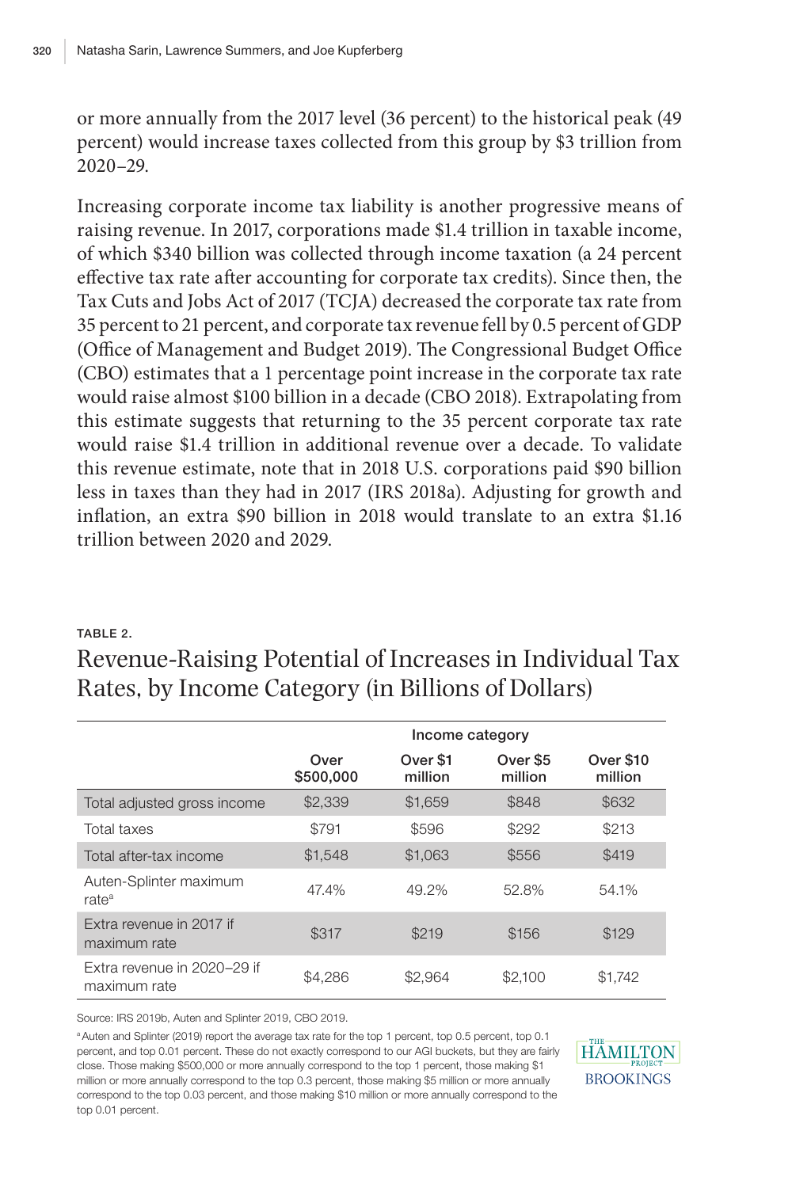or more annually from the 2017 level (36 percent) to the historical peak (49 percent) would increase taxes collected from this group by $3 trillion from 2020–29.

Increasing corporate income tax liability is another progressive means of raising revenue. In 2017, corporations made $1.4 trillion in taxable income, of which $340 billion was collected through income taxation (a 24 percent effective tax rate after accounting for corporate tax credits). Since then, the Tax Cuts and Jobs Act of 2017 (TCJA) decreased the corporate tax rate from 35 percent to 21 percent, and corporate tax revenue fell by 0.5 percent of GDP (Office of Management and Budget 2019). The Congressional Budget Office (CBO) estimates that a 1 percentage point increase in the corporate tax rate would raise almost $100 billion in a decade (CBO 2018). Extrapolating from this estimate suggests that returning to the 35 percent corporate tax rate would raise $1.4 trillion in additional revenue over a decade. To validate this revenue estimate, note that in 2018 U.S. corporations paid $90 billion less in taxes than they had in 2017 (IRS 2018a). Adjusting for growth and inflation, an extra $90 billion in 2018 would translate to an extra $1.16 trillion between 2020 and 2029.

TABLE 2.

## Revenue-Raising Potential of Increases in Individual Tax Rates, by Income Category (in Billions of Dollars)

| | Income category | | | |
|---|---|---|---|---|
| | Over $500,000 | Over $1 million | Over $5 million | Over $10 million |
| Total adjusted gross income | $2,339 | $1,659 | $848 | $632 |
| Total taxes | $791 | $596 | $292 | $213 |
| Total after-tax income | $1,548 | $1,063 | $556 | $419 |
| Auten-Splinter maximum rate[a] | 47.4% | 49.2% | 52.8% | 54.1% |
| Extra revenue in 2017 if maximum rate | $317 | $219 | $156 | $129 |
| Extra revenue in 2020–29 if maximum rate | $4,286 | $2,964 | $2,100 | $1,742 |

Source: IRS 2019b, Auten and Splinter 2019, CBO 2019.

[a] Auten and Splinter (2019) report the average tax rate for the top 1 percent, top 0.5 percent, top 0.1 percent, and top 0.01 percent. These do not exactly correspond to our AGI buckets, but they are fairly close. Those making $500,000 or more annually correspond to the top 1 percent, those making $1 million or more annually correspond to the top 0.3 percent, those making $5 million or more annually correspond to the top 0.03 percent, and those making $10 million or more annually correspond to the top 0.01 percent.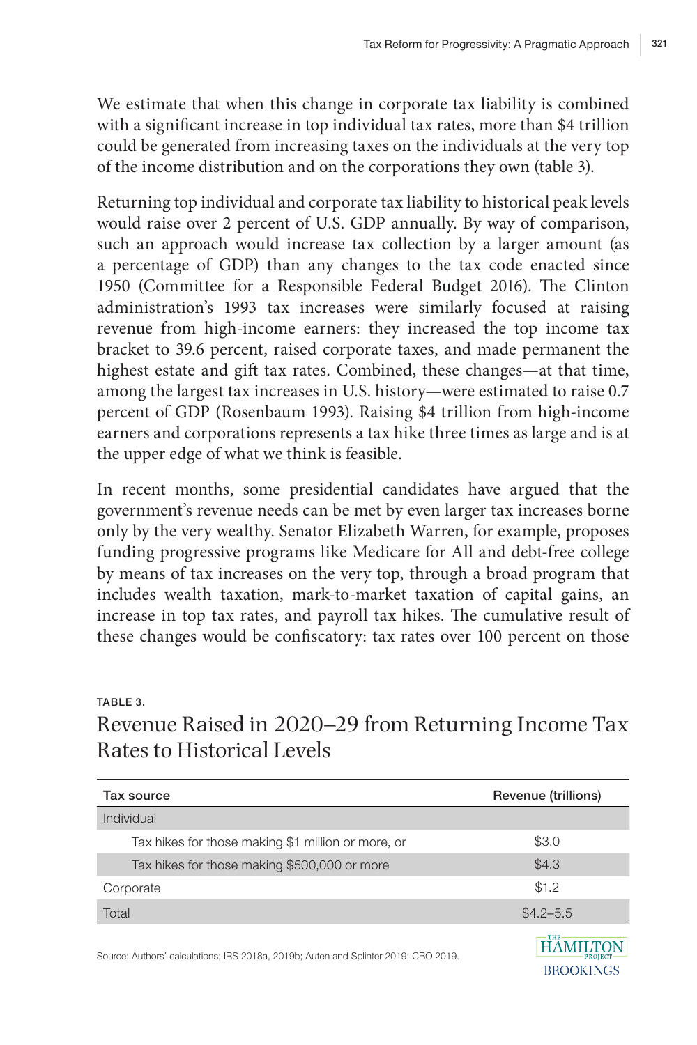We estimate that when this change in corporate tax liability is combined with a significant increase in top individual tax rates, more than $4 trillion could be generated from increasing taxes on the individuals at the very top of the income distribution and on the corporations they own (table 3).

Returning top individual and corporate tax liability to historical peak levels would raise over 2 percent of U.S. GDP annually. By way of comparison, such an approach would increase tax collection by a larger amount (as a percentage of GDP) than any changes to the tax code enacted since 1950 (Committee for a Responsible Federal Budget 2016). The Clinton administration's 1993 tax increases were similarly focused at raising revenue from high-income earners: they increased the top income tax bracket to 39.6 percent, raised corporate taxes, and made permanent the highest estate and gift tax rates. Combined, these changes—at that time, among the largest tax increases in U.S. history—were estimated to raise 0.7 percent of GDP (Rosenbaum 1993). Raising $4 trillion from high-income earners and corporations represents a tax hike three times as large and is at the upper edge of what we think is feasible.

In recent months, some presidential candidates have argued that the government's revenue needs can be met by even larger tax increases borne only by the very wealthy. Senator Elizabeth Warren, for example, proposes funding progressive programs like Medicare for All and debt-free college by means of tax increases on the very top, through a broad program that includes wealth taxation, mark-to-market taxation of capital gains, an increase in top tax rates, and payroll tax hikes. The cumulative result of these changes would be confiscatory: tax rates over 100 percent on those

TABLE 3.

## Revenue Raised in 2020–29 from Returning Income Tax Rates to Historical Levels

| Tax source | Revenue (trillions) |
|---|---|
| Individual | |
| Tax hikes for those making $1 million or more, or | $3.0 |
| Tax hikes for those making $500,000 or more | $4.3 |
| Corporate | $1.2 |
| Total | $4.2–5.5 |

Source: Authors' calculations; IRS 2018a, 2019b; Auten and Splinter 2019; CBO 2019.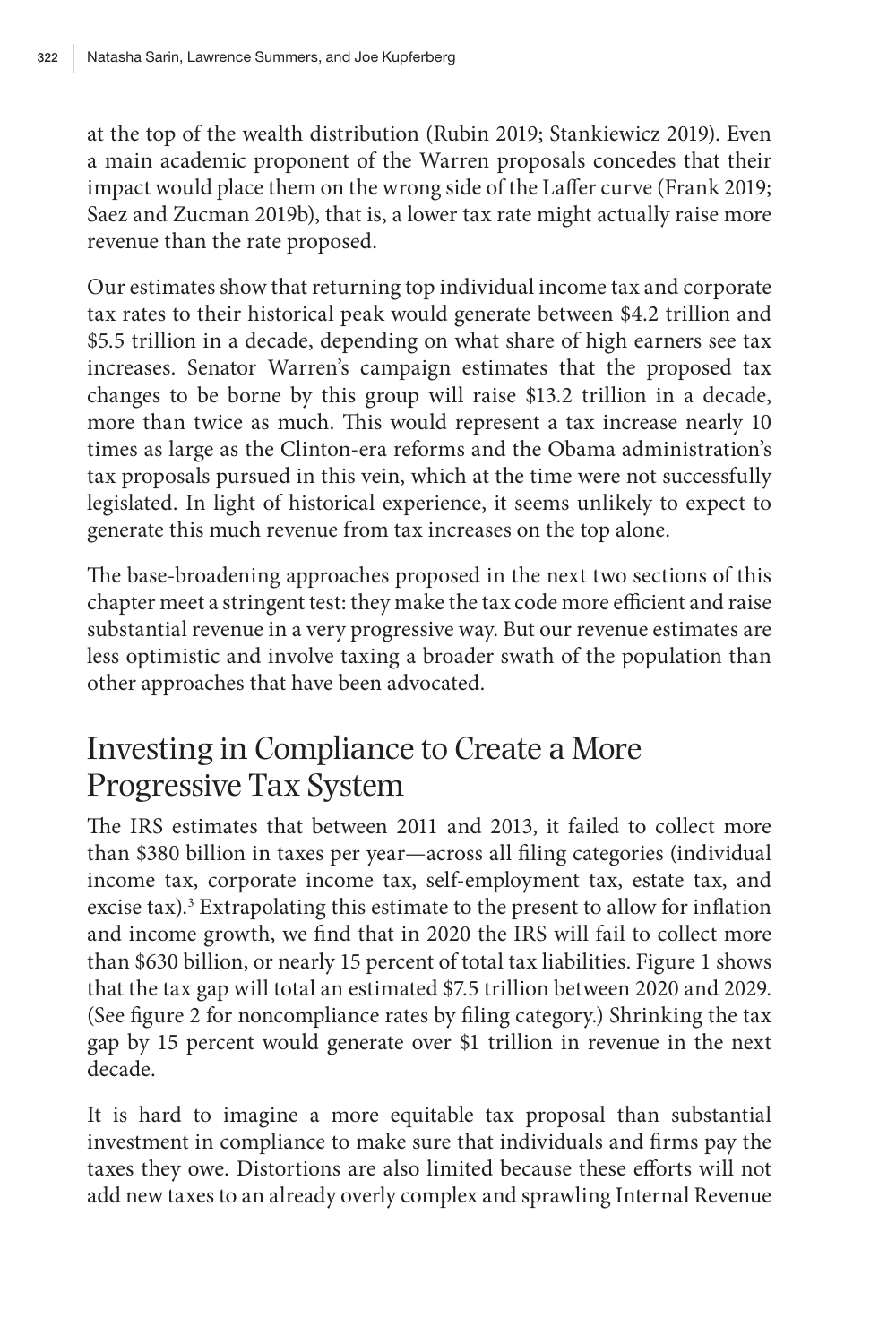at the top of the wealth distribution (Rubin 2019; Stankiewicz 2019). Even a main academic proponent of the Warren proposals concedes that their impact would place them on the wrong side of the Laffer curve (Frank 2019; Saez and Zucman 2019b), that is, a lower tax rate might actually raise more revenue than the rate proposed.

Our estimates show that returning top individual income tax and corporate tax rates to their historical peak would generate between \$4.2 trillion and \$5.5 trillion in a decade, depending on what share of high earners see tax increases. Senator Warren's campaign estimates that the proposed tax changes to be borne by this group will raise \$13.2 trillion in a decade, more than twice as much. This would represent a tax increase nearly 10 times as large as the Clinton-era reforms and the Obama administration's tax proposals pursued in this vein, which at the time were not successfully legislated. In light of historical experience, it seems unlikely to expect to generate this much revenue from tax increases on the top alone.

The base-broadening approaches proposed in the next two sections of this chapter meet a stringent test: they make the tax code more efficient and raise substantial revenue in a very progressive way. But our revenue estimates are less optimistic and involve taxing a broader swath of the population than other approaches that have been advocated.

## Investing in Compliance to Create a More Progressive Tax System

The IRS estimates that between 2011 and 2013, it failed to collect more than \$380 billion in taxes per year—across all filing categories (individual income tax, corporate income tax, self-employment tax, estate tax, and excise tax).[3] Extrapolating this estimate to the present to allow for inflation and income growth, we find that in 2020 the IRS will fail to collect more than \$630 billion, or nearly 15 percent of total tax liabilities. Figure 1 shows that the tax gap will total an estimated \$7.5 trillion between 2020 and 2029. (See figure 2 for noncompliance rates by filing category.) Shrinking the tax gap by 15 percent would generate over \$1 trillion in revenue in the next decade.

It is hard to imagine a more equitable tax proposal than substantial investment in compliance to make sure that individuals and firms pay the taxes they owe. Distortions are also limited because these efforts will not add new taxes to an already overly complex and sprawling Internal Revenue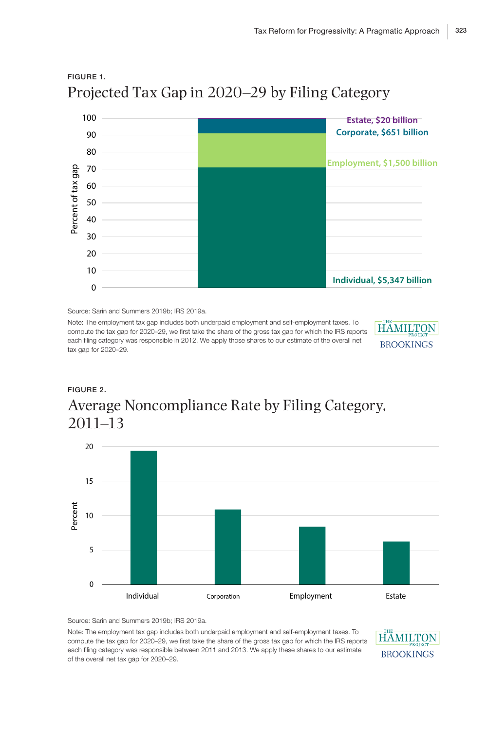FIGURE 1.

## Projected Tax Gap in 2020–29 by Filing Category

Percent of tax gap

- Estate, $20 billion
- Corporate, $651 billion
- Employment, $1,500 billion
- Individual, $5,347 billion

Source: Sarin and Summers 2019b; IRS 2019a.

Note: The employment tax gap includes both underpaid employment and self-employment taxes. To compute the tax gap for 2020–29, we first take the share of the gross tax gap for which the IRS reports each filing category was responsible in 2012. We apply those shares to our estimate of the overall net tax gap for 2020–29.

FIGURE 2.

## Average Noncompliance Rate by Filing Category, 2011–13

Percent

Individual, Corporation, Employment, Estate

Source: Sarin and Summers 2019b; IRS 2019a.

Note: The employment tax gap includes both underpaid employment and self-employment taxes. To compute the tax gap for 2020–29, we first take the share of the gross tax gap for which the IRS reports each filing category was responsible between 2011 and 2013. We apply these shares to our estimate of the overall net tax gap for 2020–29.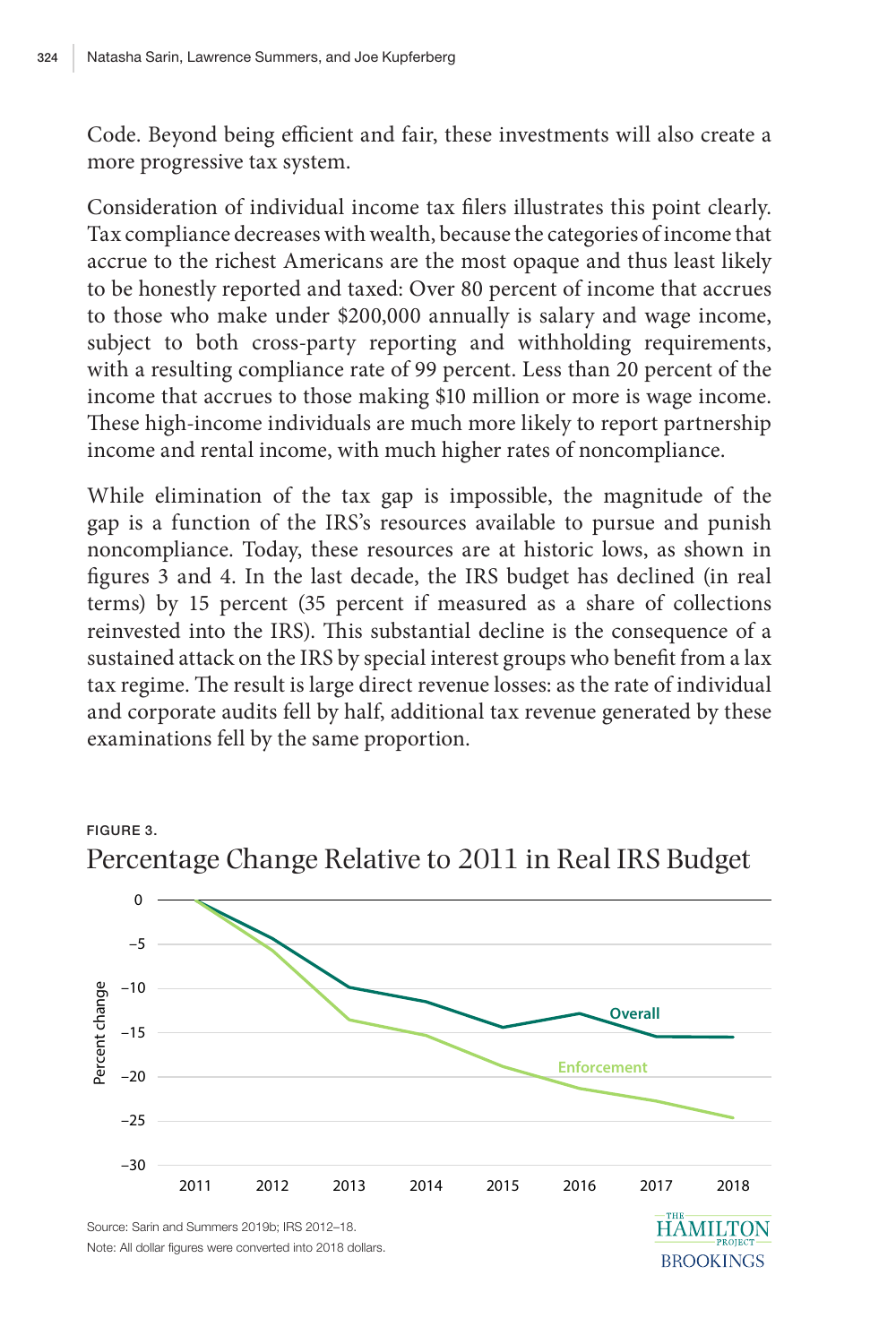Code. Beyond being efficient and fair, these investments will also create a more progressive tax system.

Consideration of individual income tax filers illustrates this point clearly. Tax compliance decreases with wealth, because the categories of income that accrue to the richest Americans are the most opaque and thus least likely to be honestly reported and taxed: Over 80 percent of income that accrues to those who make under $200,000 annually is salary and wage income, subject to both cross-party reporting and withholding requirements, with a resulting compliance rate of 99 percent. Less than 20 percent of the income that accrues to those making $10 million or more is wage income. These high-income individuals are much more likely to report partnership income and rental income, with much higher rates of noncompliance.

While elimination of the tax gap is impossible, the magnitude of the gap is a function of the IRS's resources available to pursue and punish noncompliance. Today, these resources are at historic lows, as shown in figures 3 and 4. In the last decade, the IRS budget has declined (in real terms) by 15 percent (35 percent if measured as a share of collections reinvested into the IRS). This substantial decline is the consequence of a sustained attack on the IRS by special interest groups who benefit from a lax tax regime. The result is large direct revenue losses: as the rate of individual and corporate audits fell by half, additional tax revenue generated by these examinations fell by the same proportion.

FIGURE 3.

Percentage Change Relative to 2011 in Real IRS Budget

Source: Sarin and Summers 2019b; IRS 2012–18.

Note: All dollar figures were converted into 2018 dollars.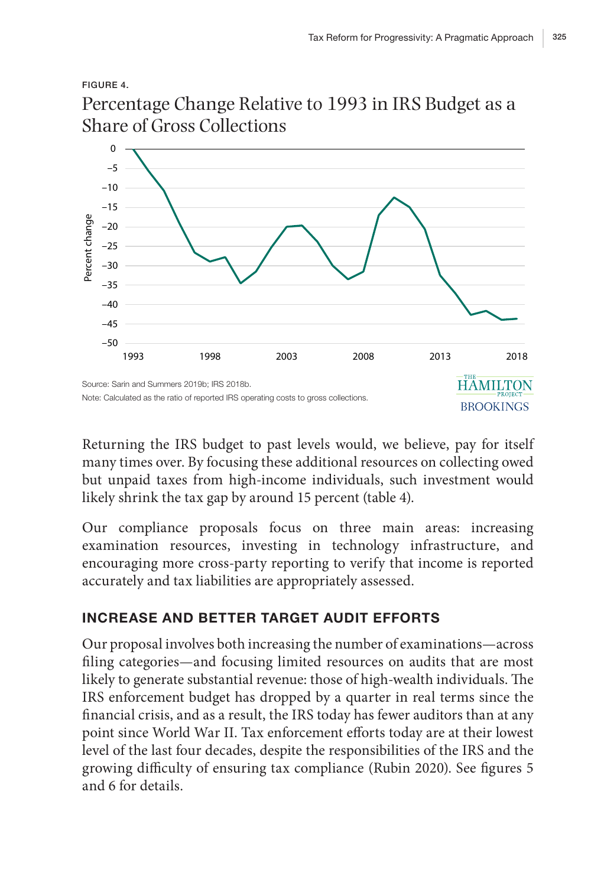FIGURE 4.

## Percentage Change Relative to 1993 in IRS Budget as a Share of Gross Collections

Source: Sarin and Summers 2019b; IRS 2018b.

Note: Calculated as the ratio of reported IRS operating costs to gross collections.

Returning the IRS budget to past levels would, we believe, pay for itself many times over. By focusing these additional resources on collecting owed but unpaid taxes from high-income individuals, such investment would likely shrink the tax gap by around 15 percent (table 4).

Our compliance proposals focus on three main areas: increasing examination resources, investing in technology infrastructure, and encouraging more cross-party reporting to verify that income is reported accurately and tax liabilities are appropriately assessed.

### INCREASE AND BETTER TARGET AUDIT EFFORTS

Our proposal involves both increasing the number of examinations—across filing categories—and focusing limited resources on audits that are most likely to generate substantial revenue: those of high-wealth individuals. The IRS enforcement budget has dropped by a quarter in real terms since the financial crisis, and as a result, the IRS today has fewer auditors than at any point since World War II. Tax enforcement efforts today are at their lowest level of the last four decades, despite the responsibilities of the IRS and the growing difficulty of ensuring tax compliance (Rubin 2020). See figures 5 and 6 for details.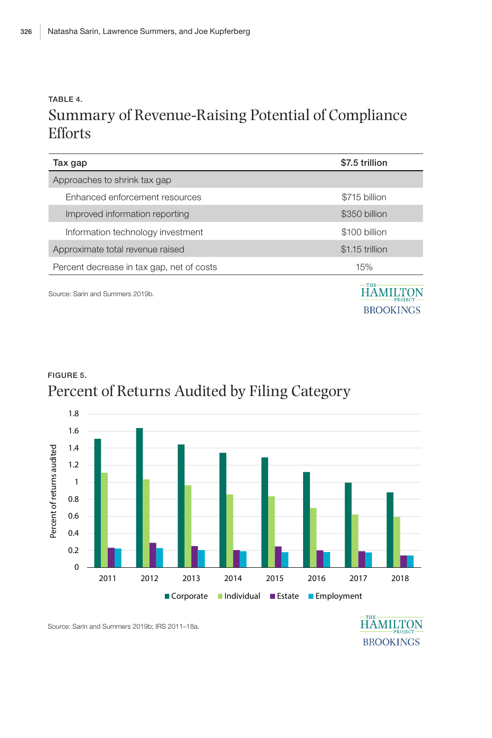TABLE 4.

## Summary of Revenue-Raising Potential of Compliance Efforts

| Tax gap | $7.5 trillion |
|---|---|
| Approaches to shrink tax gap | |
| Enhanced enforcement resources | $715 billion |
| Improved information reporting | $350 billion |
| Information technology investment | $100 billion |
| Approximate total revenue raised | $1.15 trillion |
| Percent decrease in tax gap, net of costs | 15% |

Source: Sarin and Summers 2019b.

FIGURE 5.

## Percent of Returns Audited by Filing Category

Source: Sarin and Summers 2019b; IRS 2011–18a.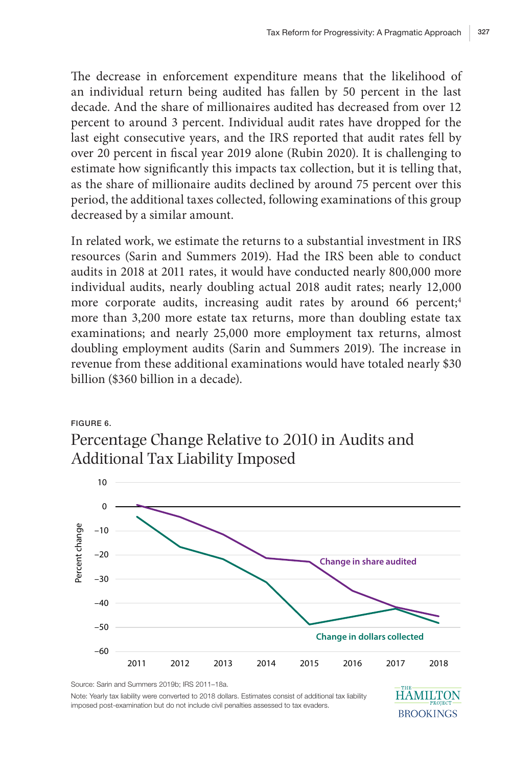The decrease in enforcement expenditure means that the likelihood of an individual return being audited has fallen by 50 percent in the last decade. And the share of millionaires audited has decreased from over 12 percent to around 3 percent. Individual audit rates have dropped for the last eight consecutive years, and the IRS reported that audit rates fell by over 20 percent in fiscal year 2019 alone (Rubin 2020). It is challenging to estimate how significantly this impacts tax collection, but it is telling that, as the share of millionaire audits declined by around 75 percent over this period, the additional taxes collected, following examinations of this group decreased by a similar amount.

In related work, we estimate the returns to a substantial investment in IRS resources (Sarin and Summers 2019). Had the IRS been able to conduct audits in 2018 at 2011 rates, it would have conducted nearly 800,000 more individual audits, nearly doubling actual 2018 audit rates; nearly 12,000 more corporate audits, increasing audit rates by around 66 percent;[4] more than 3,200 more estate tax returns, more than doubling estate tax examinations; and nearly 25,000 more employment tax returns, almost doubling employment audits (Sarin and Summers 2019). The increase in revenue from these additional examinations would have totaled nearly $30 billion ($360 billion in a decade).

FIGURE 6.

## Percentage Change Relative to 2010 in Audits and Additional Tax Liability Imposed

Source: Sarin and Summers 2019b; IRS 2011–18a.

Note: Yearly tax liability were converted to 2018 dollars. Estimates consist of additional tax liability imposed post-examination but do not include civil penalties assessed to tax evaders.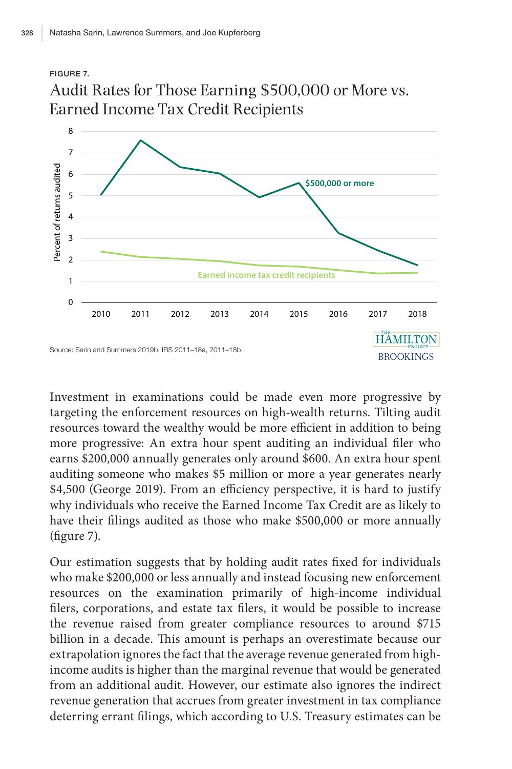FIGURE 7.

## Audit Rates for Those Earning $500,000 or More vs. Earned Income Tax Credit Recipients

Source: Sarin and Summers 2019b; IRS 2011–18a, 2011–18b.

Investment in examinations could be made even more progressive by targeting the enforcement resources on high-wealth returns. Tilting audit resources toward the wealthy would be more efficient in addition to being more progressive: An extra hour spent auditing an individual filer who earns $200,000 annually generates only around $600. An extra hour spent auditing someone who makes $5 million or more a year generates nearly $4,500 (George 2019). From an efficiency perspective, it is hard to justify why individuals who receive the Earned Income Tax Credit are as likely to have their filings audited as those who make $500,000 or more annually (figure 7).

Our estimation suggests that by holding audit rates fixed for individuals who make $200,000 or less annually and instead focusing new enforcement resources on the examination primarily of high-income individual filers, corporations, and estate tax filers, it would be possible to increase the revenue raised from greater compliance resources to around $715 billion in a decade. This amount is perhaps an overestimate because our extrapolation ignores the fact that the average revenue generated from high-income audits is higher than the marginal revenue that would be generated from an additional audit. However, our estimate also ignores the indirect revenue generation that accrues from greater investment in tax compliance deterring errant filings, which according to U.S. Treasury estimates can be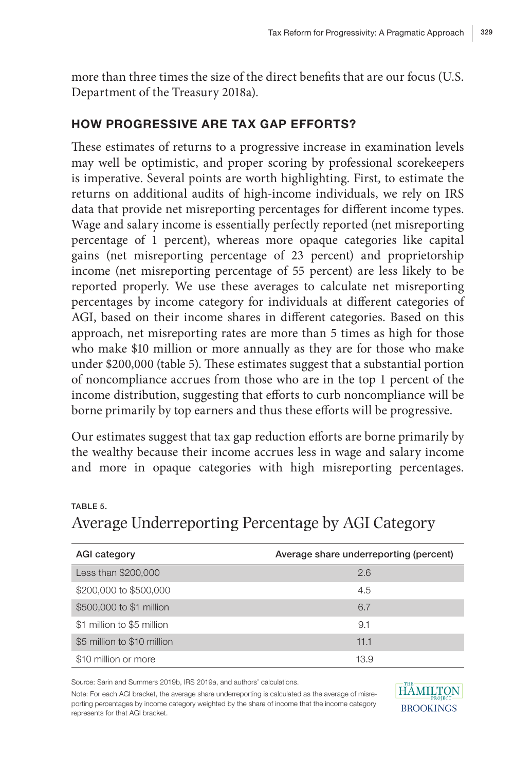more than three times the size of the direct benefits that are our focus (U.S. Department of the Treasury 2018a).

## HOW PROGRESSIVE ARE TAX GAP EFFORTS?

These estimates of returns to a progressive increase in examination levels may well be optimistic, and proper scoring by professional scorekeepers is imperative. Several points are worth highlighting. First, to estimate the returns on additional audits of high-income individuals, we rely on IRS data that provide net misreporting percentages for different income types. Wage and salary income is essentially perfectly reported (net misreporting percentage of 1 percent), whereas more opaque categories like capital gains (net misreporting percentage of 23 percent) and proprietorship income (net misreporting percentage of 55 percent) are less likely to be reported properly. We use these averages to calculate net misreporting percentages by income category for individuals at different categories of AGI, based on their income shares in different categories. Based on this approach, net misreporting rates are more than 5 times as high for those who make $10 million or more annually as they are for those who make under $200,000 (table 5). These estimates suggest that a substantial portion of noncompliance accrues from those who are in the top 1 percent of the income distribution, suggesting that efforts to curb noncompliance will be borne primarily by top earners and thus these efforts will be progressive.

Our estimates suggest that tax gap reduction efforts are borne primarily by the wealthy because their income accrues less in wage and salary income and more in opaque categories with high misreporting percentages.

TABLE 5.

### Average Underreporting Percentage by AGI Category

| AGI category | Average share underreporting (percent) |
| --- | --- |
| Less than $200,000 | 2.6 |
| $200,000 to $500,000 | 4.5 |
| $500,000 to $1 million | 6.7 |
| $1 million to $5 million | 9.1 |
| $5 million to $10 million | 11.1 |
| $10 million or more | 13.9 |

Source: Sarin and Summers 2019b, IRS 2019a, and authors' calculations.

Note: For each AGI bracket, the average share underreporting is calculated as the average of misreporting percentages by income category weighted by the share of income that the income category represents for that AGI bracket.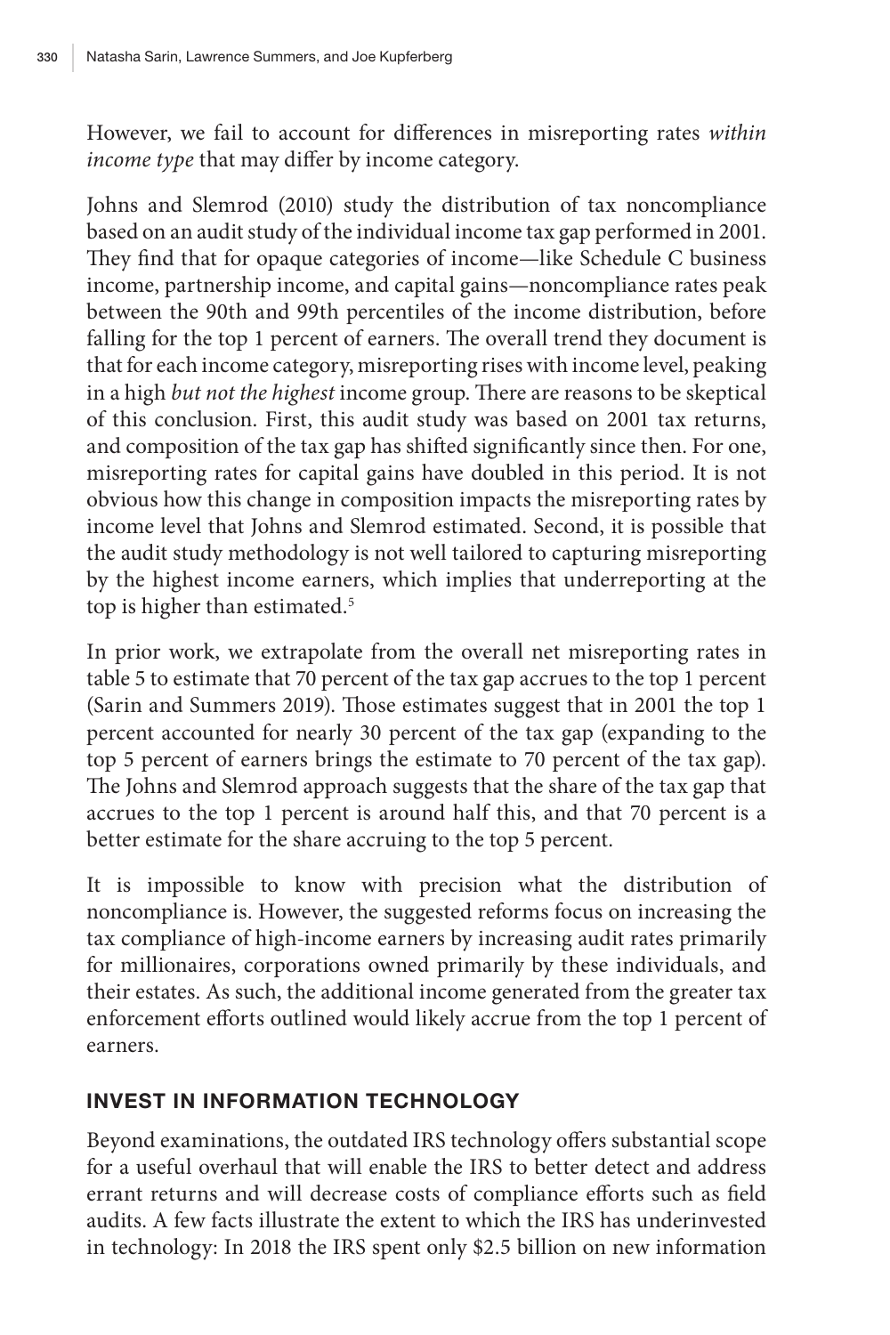However, we fail to account for differences in misreporting rates *within income type* that may differ by income category.

Johns and Slemrod (2010) study the distribution of tax noncompliance based on an audit study of the individual income tax gap performed in 2001. They find that for opaque categories of income—like Schedule C business income, partnership income, and capital gains—noncompliance rates peak between the 90th and 99th percentiles of the income distribution, before falling for the top 1 percent of earners. The overall trend they document is that for each income category, misreporting rises with income level, peaking in a high *but not the highest* income group. There are reasons to be skeptical of this conclusion. First, this audit study was based on 2001 tax returns, and composition of the tax gap has shifted significantly since then. For one, misreporting rates for capital gains have doubled in this period. It is not obvious how this change in composition impacts the misreporting rates by income level that Johns and Slemrod estimated. Second, it is possible that the audit study methodology is not well tailored to capturing misreporting by the highest income earners, which implies that underreporting at the top is higher than estimated.[5]

In prior work, we extrapolate from the overall net misreporting rates in table 5 to estimate that 70 percent of the tax gap accrues to the top 1 percent (Sarin and Summers 2019). Those estimates suggest that in 2001 the top 1 percent accounted for nearly 30 percent of the tax gap (expanding to the top 5 percent of earners brings the estimate to 70 percent of the tax gap). The Johns and Slemrod approach suggests that the share of the tax gap that accrues to the top 1 percent is around half this, and that 70 percent is a better estimate for the share accruing to the top 5 percent.

It is impossible to know with precision what the distribution of noncompliance is. However, the suggested reforms focus on increasing the tax compliance of high-income earners by increasing audit rates primarily for millionaires, corporations owned primarily by these individuals, and their estates. As such, the additional income generated from the greater tax enforcement efforts outlined would likely accrue from the top 1 percent of earners.

## INVEST IN INFORMATION TECHNOLOGY

Beyond examinations, the outdated IRS technology offers substantial scope for a useful overhaul that will enable the IRS to better detect and address errant returns and will decrease costs of compliance efforts such as field audits. A few facts illustrate the extent to which the IRS has underinvested in technology: In 2018 the IRS spent only $2.5 billion on new information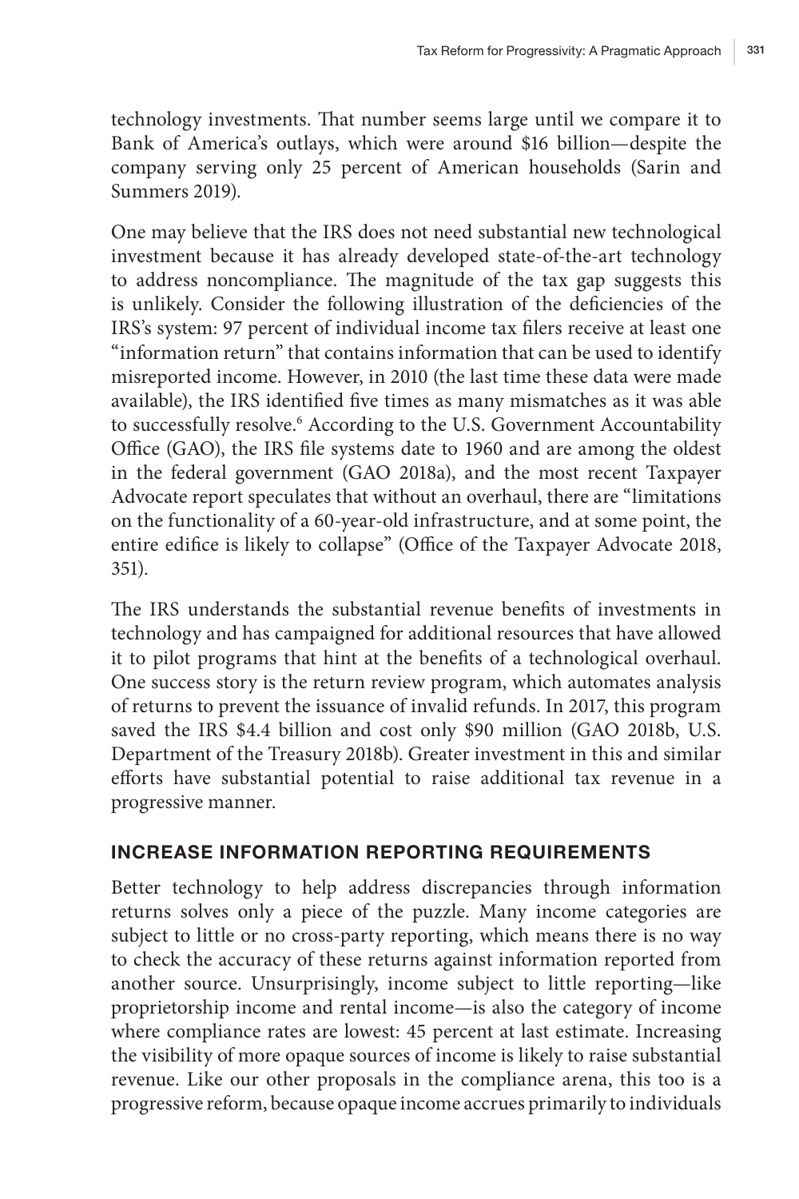technology investments. That number seems large until we compare it to Bank of America's outlays, which were around \$16 billion—despite the company serving only 25 percent of American households (Sarin and Summers 2019).

One may believe that the IRS does not need substantial new technological investment because it has already developed state-of-the-art technology to address noncompliance. The magnitude of the tax gap suggests this is unlikely. Consider the following illustration of the deficiencies of the IRS's system: 97 percent of individual income tax filers receive at least one "information return" that contains information that can be used to identify misreported income. However, in 2010 (the last time these data were made available), the IRS identified five times as many mismatches as it was able to successfully resolve.[6] According to the U.S. Government Accountability Office (GAO), the IRS file systems date to 1960 and are among the oldest in the federal government (GAO 2018a), and the most recent Taxpayer Advocate report speculates that without an overhaul, there are "limitations on the functionality of a 60-year-old infrastructure, and at some point, the entire edifice is likely to collapse" (Office of the Taxpayer Advocate 2018, 351).

The IRS understands the substantial revenue benefits of investments in technology and has campaigned for additional resources that have allowed it to pilot programs that hint at the benefits of a technological overhaul. One success story is the return review program, which automates analysis of returns to prevent the issuance of invalid refunds. In 2017, this program saved the IRS \$4.4 billion and cost only \$90 million (GAO 2018b, U.S. Department of the Treasury 2018b). Greater investment in this and similar efforts have substantial potential to raise additional tax revenue in a progressive manner.

### INCREASE INFORMATION REPORTING REQUIREMENTS

Better technology to help address discrepancies through information returns solves only a piece of the puzzle. Many income categories are subject to little or no cross-party reporting, which means there is no way to check the accuracy of these returns against information reported from another source. Unsurprisingly, income subject to little reporting—like proprietorship income and rental income—is also the category of income where compliance rates are lowest: 45 percent at last estimate. Increasing the visibility of more opaque sources of income is likely to raise substantial revenue. Like our other proposals in the compliance arena, this too is a progressive reform, because opaque income accrues primarily to individuals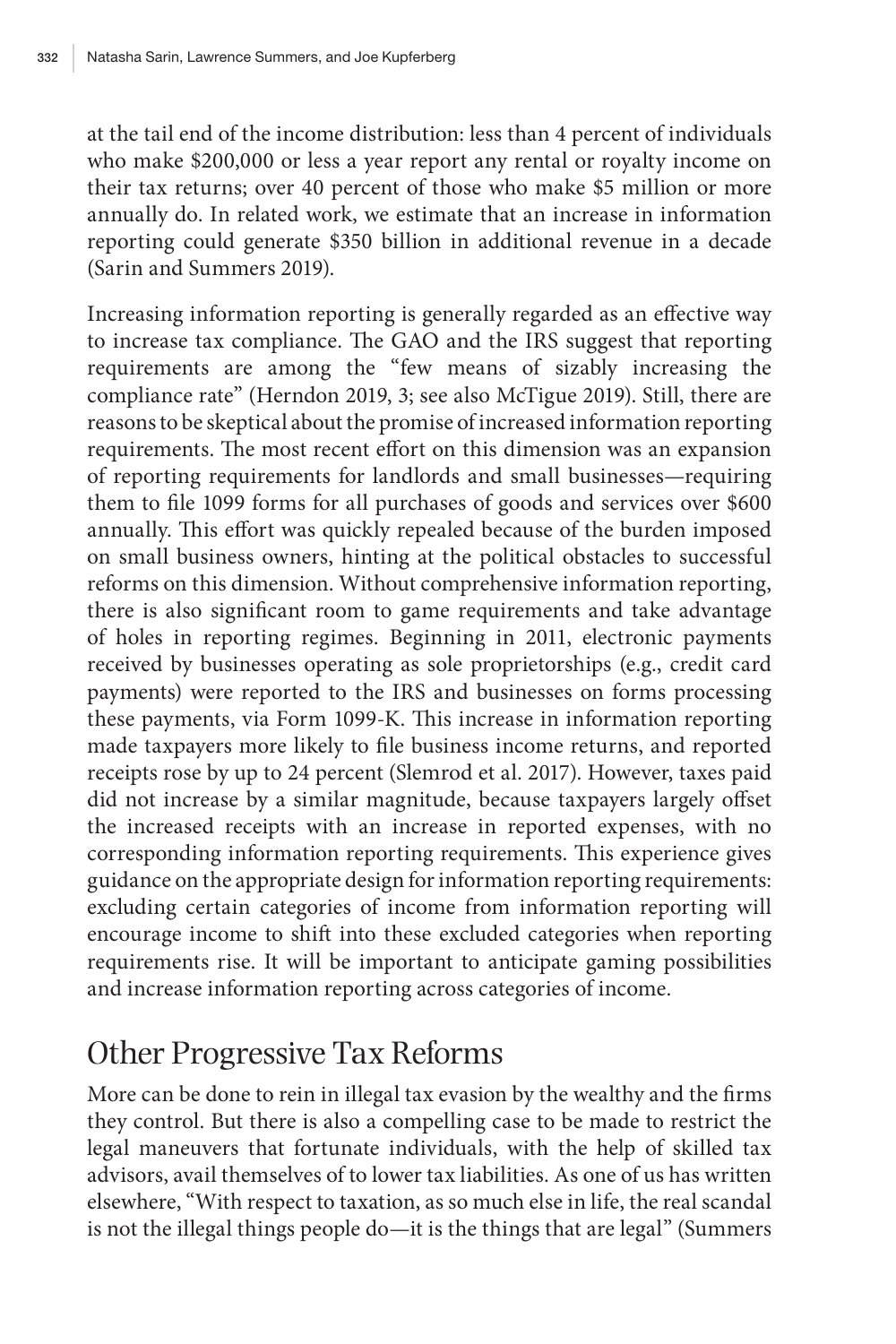at the tail end of the income distribution: less than 4 percent of individuals who make $200,000 or less a year report any rental or royalty income on their tax returns; over 40 percent of those who make $5 million or more annually do. In related work, we estimate that an increase in information reporting could generate $350 billion in additional revenue in a decade (Sarin and Summers 2019).

Increasing information reporting is generally regarded as an effective way to increase tax compliance. The GAO and the IRS suggest that reporting requirements are among the "few means of sizably increasing the compliance rate" (Herndon 2019, 3; see also McTigue 2019). Still, there are reasons to be skeptical about the promise of increased information reporting requirements. The most recent effort on this dimension was an expansion of reporting requirements for landlords and small businesses—requiring them to file 1099 forms for all purchases of goods and services over $600 annually. This effort was quickly repealed because of the burden imposed on small business owners, hinting at the political obstacles to successful reforms on this dimension. Without comprehensive information reporting, there is also significant room to game requirements and take advantage of holes in reporting regimes. Beginning in 2011, electronic payments received by businesses operating as sole proprietorships (e.g., credit card payments) were reported to the IRS and businesses on forms processing these payments, via Form 1099-K. This increase in information reporting made taxpayers more likely to file business income returns, and reported receipts rose by up to 24 percent (Slemrod et al. 2017). However, taxes paid did not increase by a similar magnitude, because taxpayers largely offset the increased receipts with an increase in reported expenses, with no corresponding information reporting requirements. This experience gives guidance on the appropriate design for information reporting requirements: excluding certain categories of income from information reporting will encourage income to shift into these excluded categories when reporting requirements rise. It will be important to anticipate gaming possibilities and increase information reporting across categories of income.

## Other Progressive Tax Reforms

More can be done to rein in illegal tax evasion by the wealthy and the firms they control. But there is also a compelling case to be made to restrict the legal maneuvers that fortunate individuals, with the help of skilled tax advisors, avail themselves of to lower tax liabilities. As one of us has written elsewhere, "With respect to taxation, as so much else in life, the real scandal is not the illegal things people do—it is the things that are legal" (Summers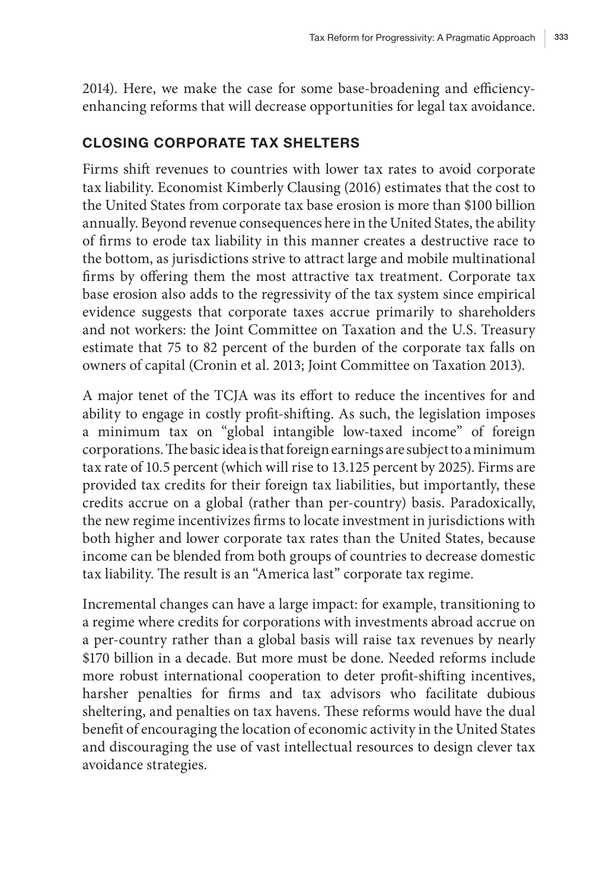2014). Here, we make the case for some base-broadening and efficiency-enhancing reforms that will decrease opportunities for legal tax avoidance.

## CLOSING CORPORATE TAX SHELTERS

Firms shift revenues to countries with lower tax rates to avoid corporate tax liability. Economist Kimberly Clausing (2016) estimates that the cost to the United States from corporate tax base erosion is more than $100 billion annually. Beyond revenue consequences here in the United States, the ability of firms to erode tax liability in this manner creates a destructive race to the bottom, as jurisdictions strive to attract large and mobile multinational firms by offering them the most attractive tax treatment. Corporate tax base erosion also adds to the regressivity of the tax system since empirical evidence suggests that corporate taxes accrue primarily to shareholders and not workers: the Joint Committee on Taxation and the U.S. Treasury estimate that 75 to 82 percent of the burden of the corporate tax falls on owners of capital (Cronin et al. 2013; Joint Committee on Taxation 2013).

A major tenet of the TCJA was its effort to reduce the incentives for and ability to engage in costly profit-shifting. As such, the legislation imposes a minimum tax on "global intangible low-taxed income" of foreign corporations. The basic idea is that foreign earnings are subject to a minimum tax rate of 10.5 percent (which will rise to 13.125 percent by 2025). Firms are provided tax credits for their foreign tax liabilities, but importantly, these credits accrue on a global (rather than per-country) basis. Paradoxically, the new regime incentivizes firms to locate investment in jurisdictions with both higher and lower corporate tax rates than the United States, because income can be blended from both groups of countries to decrease domestic tax liability. The result is an "America last" corporate tax regime.

Incremental changes can have a large impact: for example, transitioning to a regime where credits for corporations with investments abroad accrue on a per-country rather than a global basis will raise tax revenues by nearly $170 billion in a decade. But more must be done. Needed reforms include more robust international cooperation to deter profit-shifting incentives, harsher penalties for firms and tax advisors who facilitate dubious sheltering, and penalties on tax havens. These reforms would have the dual benefit of encouraging the location of economic activity in the United States and discouraging the use of vast intellectual resources to design clever tax avoidance strategies.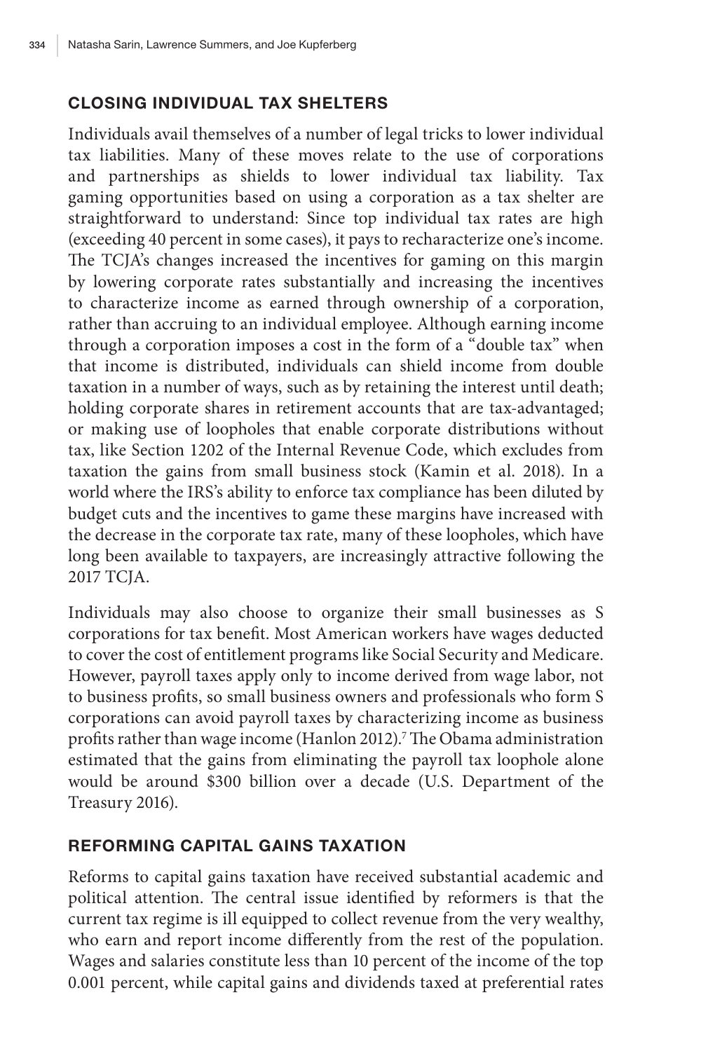## CLOSING INDIVIDUAL TAX SHELTERS

Individuals avail themselves of a number of legal tricks to lower individual tax liabilities. Many of these moves relate to the use of corporations and partnerships as shields to lower individual tax liability. Tax gaming opportunities based on using a corporation as a tax shelter are straightforward to understand: Since top individual tax rates are high (exceeding 40 percent in some cases), it pays to recharacterize one's income. The TCJA's changes increased the incentives for gaming on this margin by lowering corporate rates substantially and increasing the incentives to characterize income as earned through ownership of a corporation, rather than accruing to an individual employee. Although earning income through a corporation imposes a cost in the form of a "double tax" when that income is distributed, individuals can shield income from double taxation in a number of ways, such as by retaining the interest until death; holding corporate shares in retirement accounts that are tax-advantaged; or making use of loopholes that enable corporate distributions without tax, like Section 1202 of the Internal Revenue Code, which excludes from taxation the gains from small business stock (Kamin et al. 2018). In a world where the IRS's ability to enforce tax compliance has been diluted by budget cuts and the incentives to game these margins have increased with the decrease in the corporate tax rate, many of these loopholes, which have long been available to taxpayers, are increasingly attractive following the 2017 TCJA.

Individuals may also choose to organize their small businesses as S corporations for tax benefit. Most American workers have wages deducted to cover the cost of entitlement programs like Social Security and Medicare. However, payroll taxes apply only to income derived from wage labor, not to business profits, so small business owners and professionals who form S corporations can avoid payroll taxes by characterizing income as business profits rather than wage income (Hanlon 2012).[7] The Obama administration estimated that the gains from eliminating the payroll tax loophole alone would be around $300 billion over a decade (U.S. Department of the Treasury 2016).

## REFORMING CAPITAL GAINS TAXATION

Reforms to capital gains taxation have received substantial academic and political attention. The central issue identified by reformers is that the current tax regime is ill equipped to collect revenue from the very wealthy, who earn and report income differently from the rest of the population. Wages and salaries constitute less than 10 percent of the income of the top 0.001 percent, while capital gains and dividends taxed at preferential rates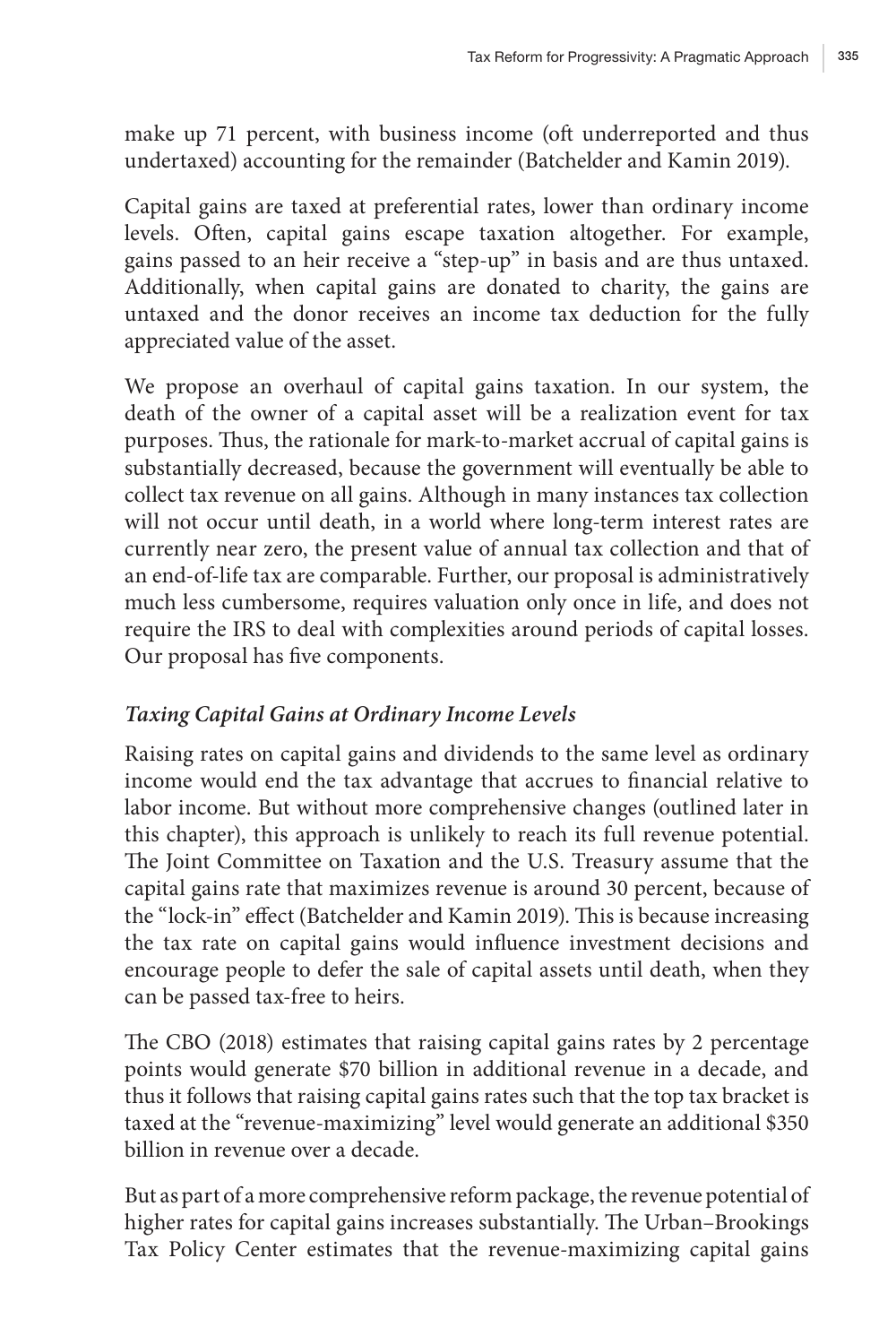make up 71 percent, with business income (oft underreported and thus undertaxed) accounting for the remainder (Batchelder and Kamin 2019).

Capital gains are taxed at preferential rates, lower than ordinary income levels. Often, capital gains escape taxation altogether. For example, gains passed to an heir receive a "step-up" in basis and are thus untaxed. Additionally, when capital gains are donated to charity, the gains are untaxed and the donor receives an income tax deduction for the fully appreciated value of the asset.

We propose an overhaul of capital gains taxation. In our system, the death of the owner of a capital asset will be a realization event for tax purposes. Thus, the rationale for mark-to-market accrual of capital gains is substantially decreased, because the government will eventually be able to collect tax revenue on all gains. Although in many instances tax collection will not occur until death, in a world where long-term interest rates are currently near zero, the present value of annual tax collection and that of an end-of-life tax are comparable. Further, our proposal is administratively much less cumbersome, requires valuation only once in life, and does not require the IRS to deal with complexities around periods of capital losses. Our proposal has five components.

### *Taxing Capital Gains at Ordinary Income Levels*

Raising rates on capital gains and dividends to the same level as ordinary income would end the tax advantage that accrues to financial relative to labor income. But without more comprehensive changes (outlined later in this chapter), this approach is unlikely to reach its full revenue potential. The Joint Committee on Taxation and the U.S. Treasury assume that the capital gains rate that maximizes revenue is around 30 percent, because of the "lock-in" effect (Batchelder and Kamin 2019). This is because increasing the tax rate on capital gains would influence investment decisions and encourage people to defer the sale of capital assets until death, when they can be passed tax-free to heirs.

The CBO (2018) estimates that raising capital gains rates by 2 percentage points would generate $70 billion in additional revenue in a decade, and thus it follows that raising capital gains rates such that the top tax bracket is taxed at the "revenue-maximizing" level would generate an additional $350 billion in revenue over a decade.

But as part of a more comprehensive reform package, the revenue potential of higher rates for capital gains increases substantially. The Urban–Brookings Tax Policy Center estimates that the revenue-maximizing capital gains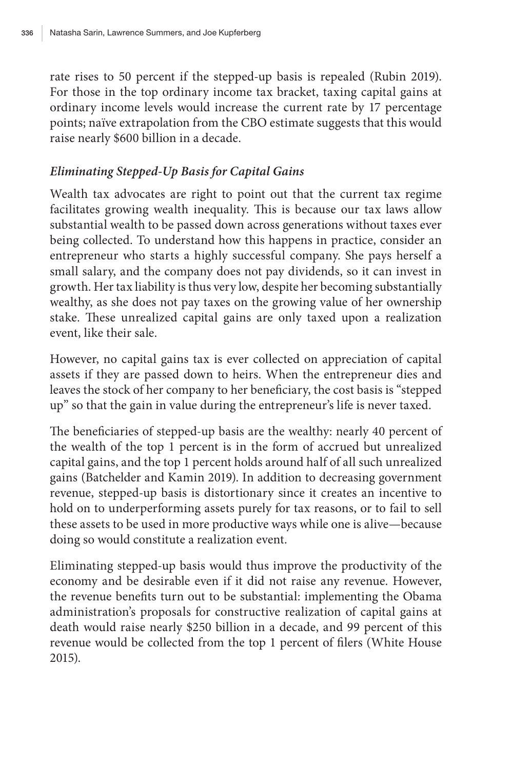rate rises to 50 percent if the stepped-up basis is repealed (Rubin 2019). For those in the top ordinary income tax bracket, taxing capital gains at ordinary income levels would increase the current rate by 17 percentage points; naïve extrapolation from the CBO estimate suggests that this would raise nearly $600 billion in a decade.

### *Eliminating Stepped-Up Basis for Capital Gains*

Wealth tax advocates are right to point out that the current tax regime facilitates growing wealth inequality. This is because our tax laws allow substantial wealth to be passed down across generations without taxes ever being collected. To understand how this happens in practice, consider an entrepreneur who starts a highly successful company. She pays herself a small salary, and the company does not pay dividends, so it can invest in growth. Her tax liability is thus very low, despite her becoming substantially wealthy, as she does not pay taxes on the growing value of her ownership stake. These unrealized capital gains are only taxed upon a realization event, like their sale.

However, no capital gains tax is ever collected on appreciation of capital assets if they are passed down to heirs. When the entrepreneur dies and leaves the stock of her company to her beneficiary, the cost basis is "stepped up" so that the gain in value during the entrepreneur's life is never taxed.

The beneficiaries of stepped-up basis are the wealthy: nearly 40 percent of the wealth of the top 1 percent is in the form of accrued but unrealized capital gains, and the top 1 percent holds around half of all such unrealized gains (Batchelder and Kamin 2019). In addition to decreasing government revenue, stepped-up basis is distortionary since it creates an incentive to hold on to underperforming assets purely for tax reasons, or to fail to sell these assets to be used in more productive ways while one is alive—because doing so would constitute a realization event.

Eliminating stepped-up basis would thus improve the productivity of the economy and be desirable even if it did not raise any revenue. However, the revenue benefits turn out to be substantial: implementing the Obama administration's proposals for constructive realization of capital gains at death would raise nearly $250 billion in a decade, and 99 percent of this revenue would be collected from the top 1 percent of filers (White House 2015).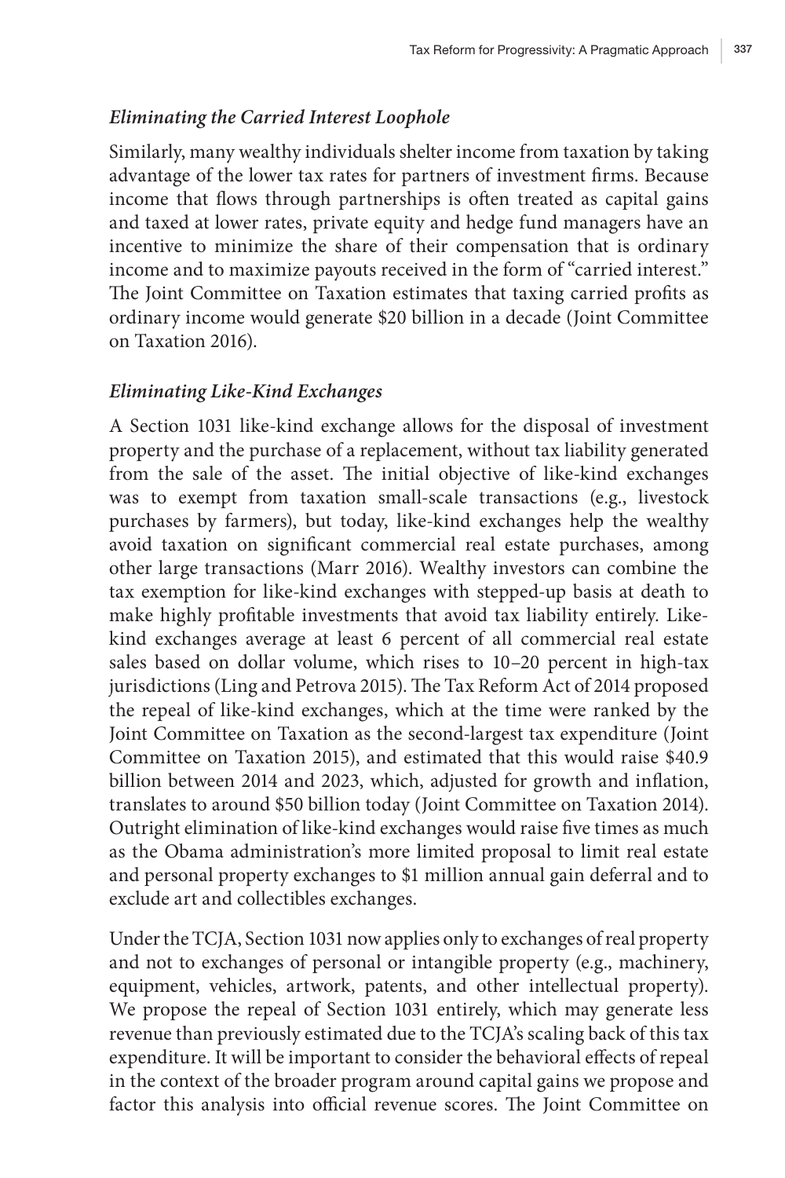### *Eliminating the Carried Interest Loophole*

Similarly, many wealthy individuals shelter income from taxation by taking advantage of the lower tax rates for partners of investment firms. Because income that flows through partnerships is often treated as capital gains and taxed at lower rates, private equity and hedge fund managers have an incentive to minimize the share of their compensation that is ordinary income and to maximize payouts received in the form of "carried interest." The Joint Committee on Taxation estimates that taxing carried profits as ordinary income would generate \$20 billion in a decade (Joint Committee on Taxation 2016).

### *Eliminating Like-Kind Exchanges*

A Section 1031 like-kind exchange allows for the disposal of investment property and the purchase of a replacement, without tax liability generated from the sale of the asset. The initial objective of like-kind exchanges was to exempt from taxation small-scale transactions (e.g., livestock purchases by farmers), but today, like-kind exchanges help the wealthy avoid taxation on significant commercial real estate purchases, among other large transactions (Marr 2016). Wealthy investors can combine the tax exemption for like-kind exchanges with stepped-up basis at death to make highly profitable investments that avoid tax liability entirely. Like-kind exchanges average at least 6 percent of all commercial real estate sales based on dollar volume, which rises to 10–20 percent in high-tax jurisdictions (Ling and Petrova 2015). The Tax Reform Act of 2014 proposed the repeal of like-kind exchanges, which at the time were ranked by the Joint Committee on Taxation as the second-largest tax expenditure (Joint Committee on Taxation 2015), and estimated that this would raise \$40.9 billion between 2014 and 2023, which, adjusted for growth and inflation, translates to around \$50 billion today (Joint Committee on Taxation 2014). Outright elimination of like-kind exchanges would raise five times as much as the Obama administration's more limited proposal to limit real estate and personal property exchanges to \$1 million annual gain deferral and to exclude art and collectibles exchanges.

Under the TCJA, Section 1031 now applies only to exchanges of real property and not to exchanges of personal or intangible property (e.g., machinery, equipment, vehicles, artwork, patents, and other intellectual property). We propose the repeal of Section 1031 entirely, which may generate less revenue than previously estimated due to the TCJA's scaling back of this tax expenditure. It will be important to consider the behavioral effects of repeal in the context of the broader program around capital gains we propose and factor this analysis into official revenue scores. The Joint Committee on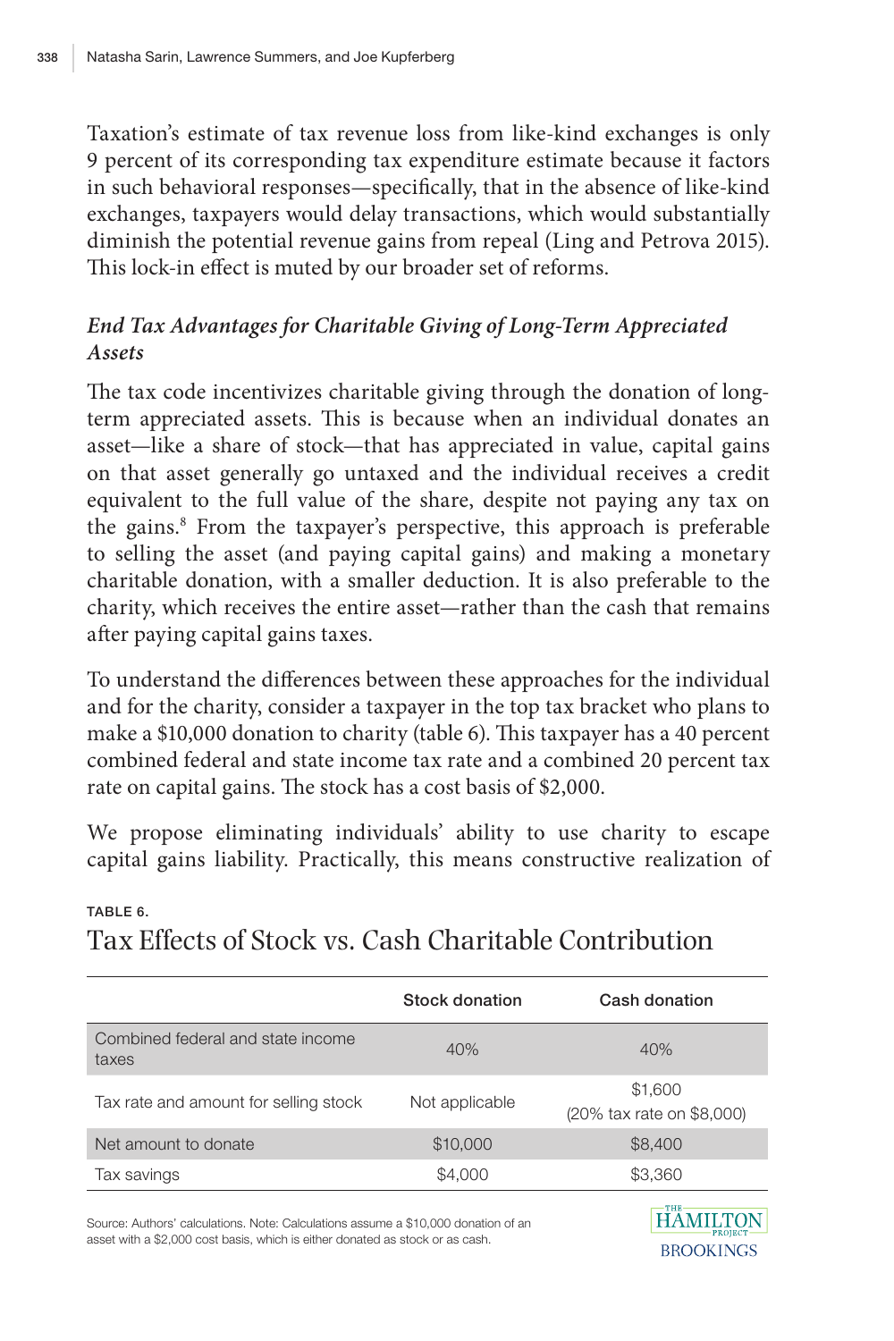Taxation's estimate of tax revenue loss from like-kind exchanges is only 9 percent of its corresponding tax expenditure estimate because it factors in such behavioral responses—specifically, that in the absence of like-kind exchanges, taxpayers would delay transactions, which would substantially diminish the potential revenue gains from repeal (Ling and Petrova 2015). This lock-in effect is muted by our broader set of reforms.

### *End Tax Advantages for Charitable Giving of Long-Term Appreciated Assets*

The tax code incentivizes charitable giving through the donation of long-term appreciated assets. This is because when an individual donates an asset—like a share of stock—that has appreciated in value, capital gains on that asset generally go untaxed and the individual receives a credit equivalent to the full value of the share, despite not paying any tax on the gains.[8] From the taxpayer's perspective, this approach is preferable to selling the asset (and paying capital gains) and making a monetary charitable donation, with a smaller deduction. It is also preferable to the charity, which receives the entire asset—rather than the cash that remains after paying capital gains taxes.

To understand the differences between these approaches for the individual and for the charity, consider a taxpayer in the top tax bracket who plans to make a $10,000 donation to charity (table 6). This taxpayer has a 40 percent combined federal and state income tax rate and a combined 20 percent tax rate on capital gains. The stock has a cost basis of $2,000.

We propose eliminating individuals' ability to use charity to escape capital gains liability. Practically, this means constructive realization of

TABLE 6.

## Tax Effects of Stock vs. Cash Charitable Contribution

| | Stock donation | Cash donation |
|---|---|---|
| Combined federal and state income taxes | 40% | 40% |
| Tax rate and amount for selling stock | Not applicable | $1,600 (20% tax rate on $8,000) |
| Net amount to donate | $10,000 | $8,400 |
| Tax savings | $4,000 | $3,360 |

Source: Authors' calculations. Note: Calculations assume a $10,000 donation of an asset with a $2,000 cost basis, which is either donated as stock or as cash.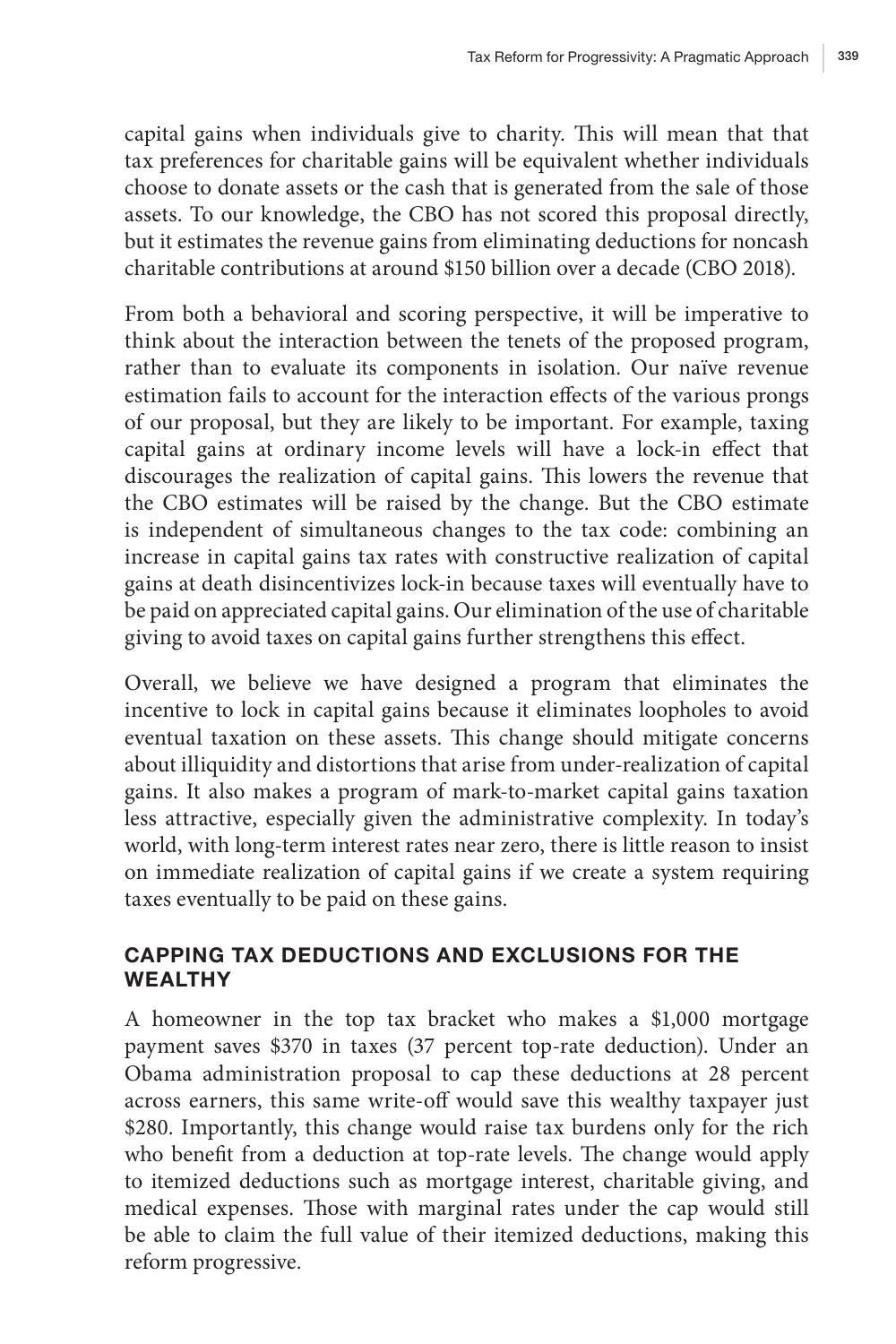capital gains when individuals give to charity. This will mean that that tax preferences for charitable gains will be equivalent whether individuals choose to donate assets or the cash that is generated from the sale of those assets. To our knowledge, the CBO has not scored this proposal directly, but it estimates the revenue gains from eliminating deductions for noncash charitable contributions at around $150 billion over a decade (CBO 2018).

From both a behavioral and scoring perspective, it will be imperative to think about the interaction between the tenets of the proposed program, rather than to evaluate its components in isolation. Our naïve revenue estimation fails to account for the interaction effects of the various prongs of our proposal, but they are likely to be important. For example, taxing capital gains at ordinary income levels will have a lock-in effect that discourages the realization of capital gains. This lowers the revenue that the CBO estimates will be raised by the change. But the CBO estimate is independent of simultaneous changes to the tax code: combining an increase in capital gains tax rates with constructive realization of capital gains at death disincentivizes lock-in because taxes will eventually have to be paid on appreciated capital gains. Our elimination of the use of charitable giving to avoid taxes on capital gains further strengthens this effect.

Overall, we believe we have designed a program that eliminates the incentive to lock in capital gains because it eliminates loopholes to avoid eventual taxation on these assets. This change should mitigate concerns about illiquidity and distortions that arise from under-realization of capital gains. It also makes a program of mark-to-market capital gains taxation less attractive, especially given the administrative complexity. In today's world, with long-term interest rates near zero, there is little reason to insist on immediate realization of capital gains if we create a system requiring taxes eventually to be paid on these gains.

## CAPPING TAX DEDUCTIONS AND EXCLUSIONS FOR THE WEALTHY

A homeowner in the top tax bracket who makes a $1,000 mortgage payment saves $370 in taxes (37 percent top-rate deduction). Under an Obama administration proposal to cap these deductions at 28 percent across earners, this same write-off would save this wealthy taxpayer just $280. Importantly, this change would raise tax burdens only for the rich who benefit from a deduction at top-rate levels. The change would apply to itemized deductions such as mortgage interest, charitable giving, and medical expenses. Those with marginal rates under the cap would still be able to claim the full value of their itemized deductions, making this reform progressive.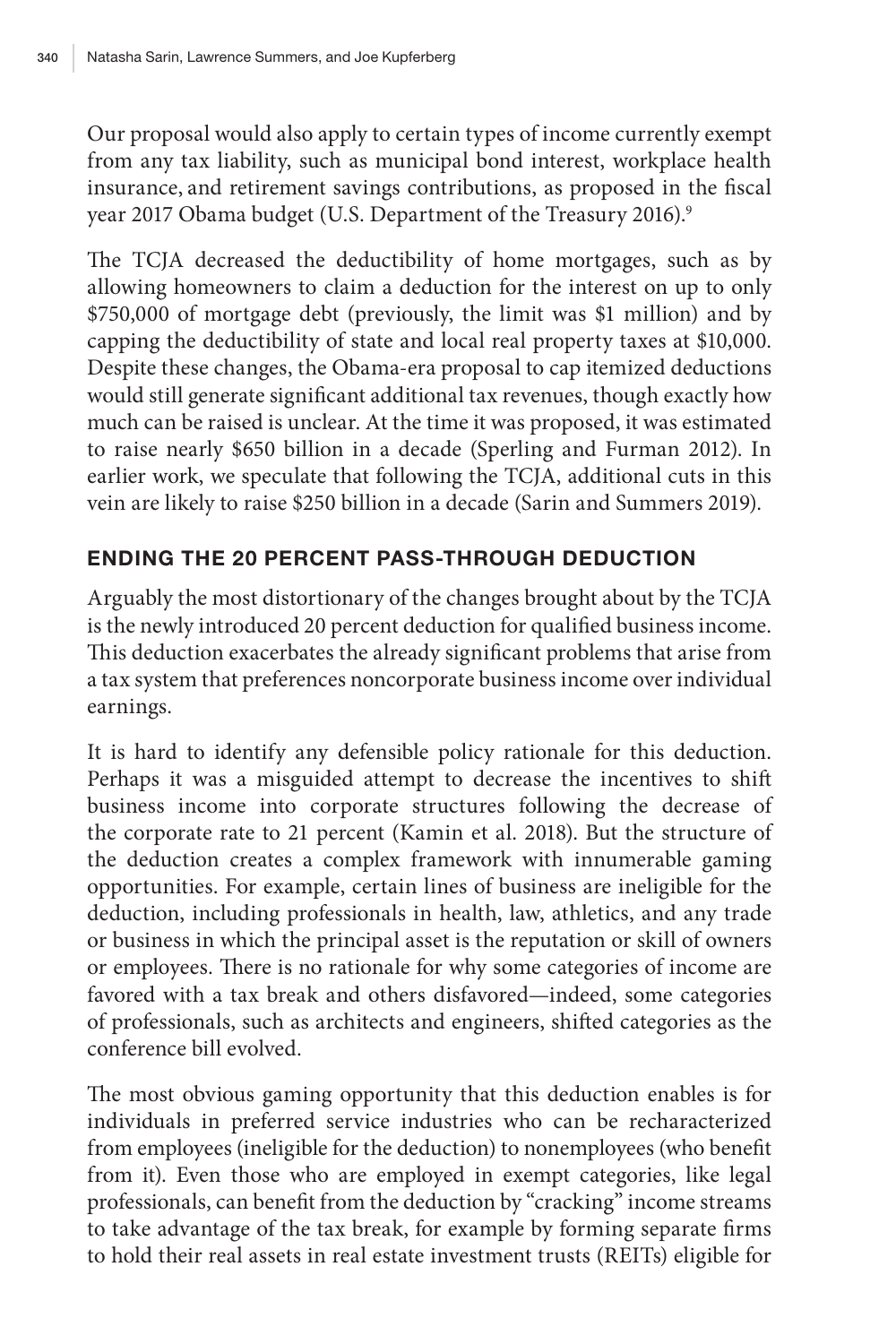Our proposal would also apply to certain types of income currently exempt from any tax liability, such as municipal bond interest, workplace health insurance, and retirement savings contributions, as proposed in the fiscal year 2017 Obama budget (U.S. Department of the Treasury 2016).[9]

The TCJA decreased the deductibility of home mortgages, such as by allowing homeowners to claim a deduction for the interest on up to only $750,000 of mortgage debt (previously, the limit was $1 million) and by capping the deductibility of state and local real property taxes at $10,000. Despite these changes, the Obama-era proposal to cap itemized deductions would still generate significant additional tax revenues, though exactly how much can be raised is unclear. At the time it was proposed, it was estimated to raise nearly $650 billion in a decade (Sperling and Furman 2012). In earlier work, we speculate that following the TCJA, additional cuts in this vein are likely to raise $250 billion in a decade (Sarin and Summers 2019).

## ENDING THE 20 PERCENT PASS-THROUGH DEDUCTION

Arguably the most distortionary of the changes brought about by the TCJA is the newly introduced 20 percent deduction for qualified business income. This deduction exacerbates the already significant problems that arise from a tax system that preferences noncorporate business income over individual earnings.

It is hard to identify any defensible policy rationale for this deduction. Perhaps it was a misguided attempt to decrease the incentives to shift business income into corporate structures following the decrease of the corporate rate to 21 percent (Kamin et al. 2018). But the structure of the deduction creates a complex framework with innumerable gaming opportunities. For example, certain lines of business are ineligible for the deduction, including professionals in health, law, athletics, and any trade or business in which the principal asset is the reputation or skill of owners or employees. There is no rationale for why some categories of income are favored with a tax break and others disfavored—indeed, some categories of professionals, such as architects and engineers, shifted categories as the conference bill evolved.

The most obvious gaming opportunity that this deduction enables is for individuals in preferred service industries who can be recharacterized from employees (ineligible for the deduction) to nonemployees (who benefit from it). Even those who are employed in exempt categories, like legal professionals, can benefit from the deduction by "cracking" income streams to take advantage of the tax break, for example by forming separate firms to hold their real assets in real estate investment trusts (REITs) eligible for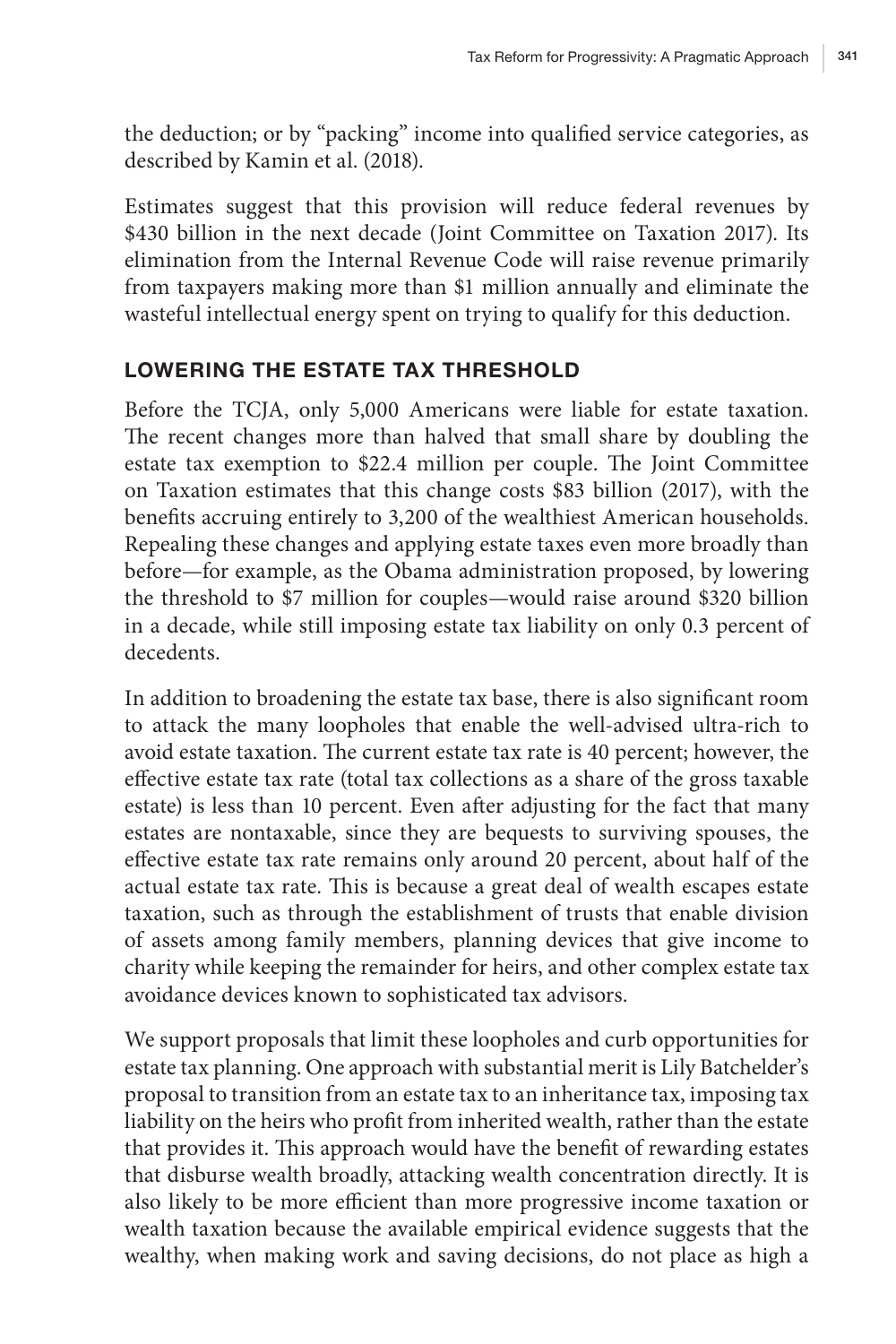the deduction; or by "packing" income into qualified service categories, as described by Kamin et al. (2018).

Estimates suggest that this provision will reduce federal revenues by $430 billion in the next decade (Joint Committee on Taxation 2017). Its elimination from the Internal Revenue Code will raise revenue primarily from taxpayers making more than $1 million annually and eliminate the wasteful intellectual energy spent on trying to qualify for this deduction.

## LOWERING THE ESTATE TAX THRESHOLD

Before the TCJA, only 5,000 Americans were liable for estate taxation. The recent changes more than halved that small share by doubling the estate tax exemption to $22.4 million per couple. The Joint Committee on Taxation estimates that this change costs $83 billion (2017), with the benefits accruing entirely to 3,200 of the wealthiest American households. Repealing these changes and applying estate taxes even more broadly than before—for example, as the Obama administration proposed, by lowering the threshold to $7 million for couples—would raise around $320 billion in a decade, while still imposing estate tax liability on only 0.3 percent of decedents.

In addition to broadening the estate tax base, there is also significant room to attack the many loopholes that enable the well-advised ultra-rich to avoid estate taxation. The current estate tax rate is 40 percent; however, the effective estate tax rate (total tax collections as a share of the gross taxable estate) is less than 10 percent. Even after adjusting for the fact that many estates are nontaxable, since they are bequests to surviving spouses, the effective estate tax rate remains only around 20 percent, about half of the actual estate tax rate. This is because a great deal of wealth escapes estate taxation, such as through the establishment of trusts that enable division of assets among family members, planning devices that give income to charity while keeping the remainder for heirs, and other complex estate tax avoidance devices known to sophisticated tax advisors.

We support proposals that limit these loopholes and curb opportunities for estate tax planning. One approach with substantial merit is Lily Batchelder's proposal to transition from an estate tax to an inheritance tax, imposing tax liability on the heirs who profit from inherited wealth, rather than the estate that provides it. This approach would have the benefit of rewarding estates that disburse wealth broadly, attacking wealth concentration directly. It is also likely to be more efficient than more progressive income taxation or wealth taxation because the available empirical evidence suggests that the wealthy, when making work and saving decisions, do not place as high a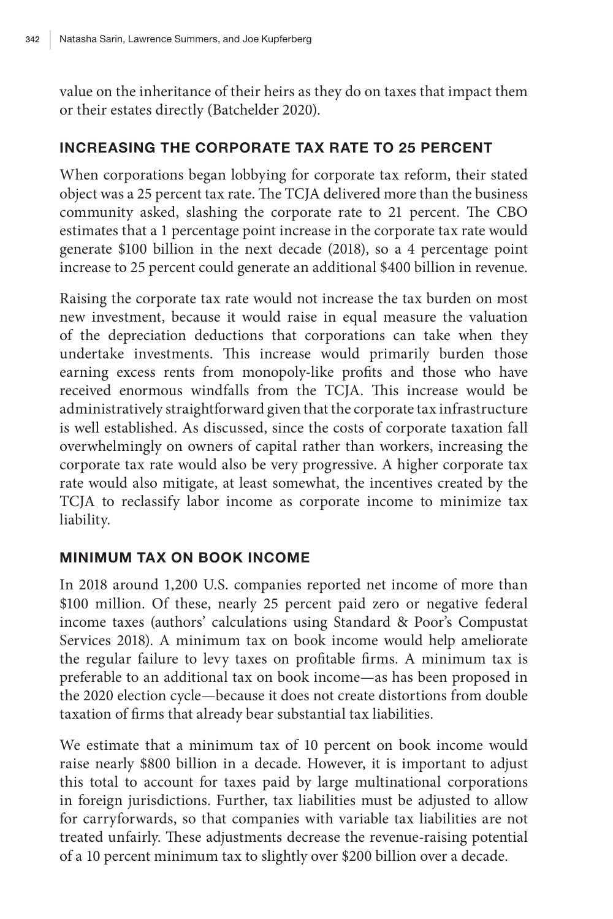value on the inheritance of their heirs as they do on taxes that impact them or their estates directly (Batchelder 2020).

## INCREASING THE CORPORATE TAX RATE TO 25 PERCENT

When corporations began lobbying for corporate tax reform, their stated object was a 25 percent tax rate. The TCJA delivered more than the business community asked, slashing the corporate rate to 21 percent. The CBO estimates that a 1 percentage point increase in the corporate tax rate would generate $100 billion in the next decade (2018), so a 4 percentage point increase to 25 percent could generate an additional $400 billion in revenue.

Raising the corporate tax rate would not increase the tax burden on most new investment, because it would raise in equal measure the valuation of the depreciation deductions that corporations can take when they undertake investments. This increase would primarily burden those earning excess rents from monopoly-like profits and those who have received enormous windfalls from the TCJA. This increase would be administratively straightforward given that the corporate tax infrastructure is well established. As discussed, since the costs of corporate taxation fall overwhelmingly on owners of capital rather than workers, increasing the corporate tax rate would also be very progressive. A higher corporate tax rate would also mitigate, at least somewhat, the incentives created by the TCJA to reclassify labor income as corporate income to minimize tax liability.

## MINIMUM TAX ON BOOK INCOME

In 2018 around 1,200 U.S. companies reported net income of more than $100 million. Of these, nearly 25 percent paid zero or negative federal income taxes (authors' calculations using Standard & Poor's Compustat Services 2018). A minimum tax on book income would help ameliorate the regular failure to levy taxes on profitable firms. A minimum tax is preferable to an additional tax on book income—as has been proposed in the 2020 election cycle—because it does not create distortions from double taxation of firms that already bear substantial tax liabilities.

We estimate that a minimum tax of 10 percent on book income would raise nearly $800 billion in a decade. However, it is important to adjust this total to account for taxes paid by large multinational corporations in foreign jurisdictions. Further, tax liabilities must be adjusted to allow for carryforwards, so that companies with variable tax liabilities are not treated unfairly. These adjustments decrease the revenue-raising potential of a 10 percent minimum tax to slightly over $200 billion over a decade.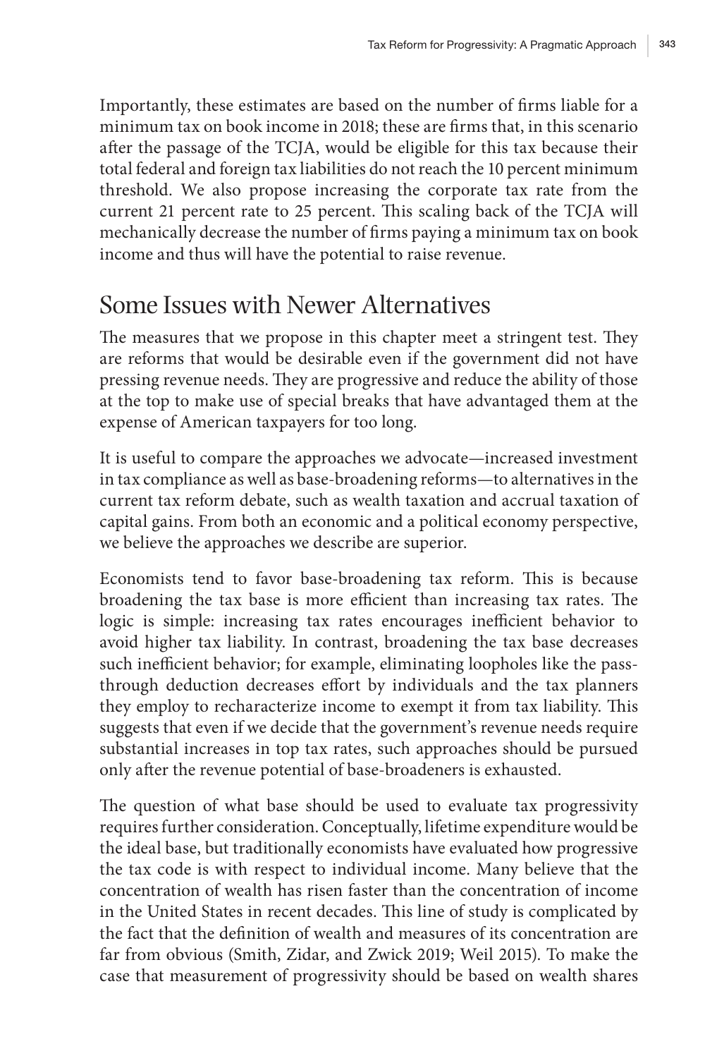Importantly, these estimates are based on the number of firms liable for a minimum tax on book income in 2018; these are firms that, in this scenario after the passage of the TCJA, would be eligible for this tax because their total federal and foreign tax liabilities do not reach the 10 percent minimum threshold. We also propose increasing the corporate tax rate from the current 21 percent rate to 25 percent. This scaling back of the TCJA will mechanically decrease the number of firms paying a minimum tax on book income and thus will have the potential to raise revenue.

## Some Issues with Newer Alternatives

The measures that we propose in this chapter meet a stringent test. They are reforms that would be desirable even if the government did not have pressing revenue needs. They are progressive and reduce the ability of those at the top to make use of special breaks that have advantaged them at the expense of American taxpayers for too long.

It is useful to compare the approaches we advocate—increased investment in tax compliance as well as base-broadening reforms—to alternatives in the current tax reform debate, such as wealth taxation and accrual taxation of capital gains. From both an economic and a political economy perspective, we believe the approaches we describe are superior.

Economists tend to favor base-broadening tax reform. This is because broadening the tax base is more efficient than increasing tax rates. The logic is simple: increasing tax rates encourages inefficient behavior to avoid higher tax liability. In contrast, broadening the tax base decreases such inefficient behavior; for example, eliminating loopholes like the pass-through deduction decreases effort by individuals and the tax planners they employ to recharacterize income to exempt it from tax liability. This suggests that even if we decide that the government's revenue needs require substantial increases in top tax rates, such approaches should be pursued only after the revenue potential of base-broadeners is exhausted.

The question of what base should be used to evaluate tax progressivity requires further consideration. Conceptually, lifetime expenditure would be the ideal base, but traditionally economists have evaluated how progressive the tax code is with respect to individual income. Many believe that the concentration of wealth has risen faster than the concentration of income in the United States in recent decades. This line of study is complicated by the fact that the definition of wealth and measures of its concentration are far from obvious (Smith, Zidar, and Zwick 2019; Weil 2015). To make the case that measurement of progressivity should be based on wealth shares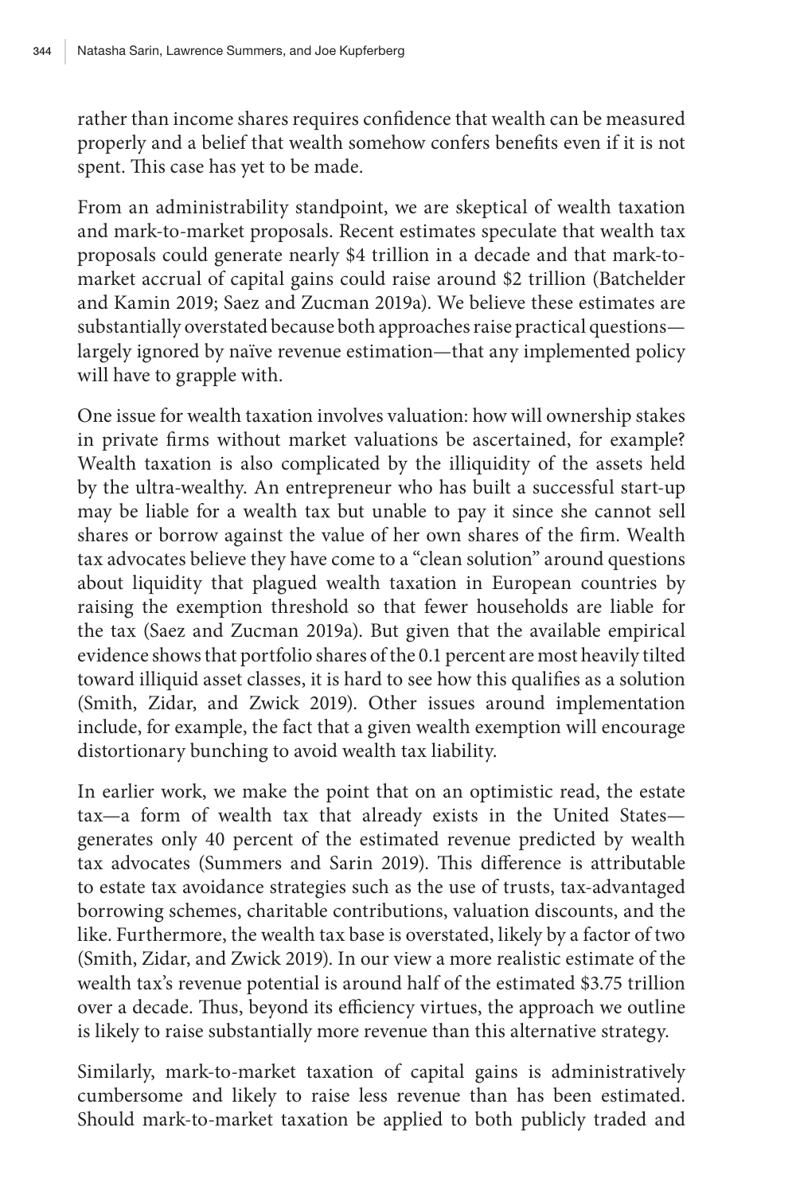rather than income shares requires confidence that wealth can be measured properly and a belief that wealth somehow confers benefits even if it is not spent. This case has yet to be made.

From an administrability standpoint, we are skeptical of wealth taxation and mark-to-market proposals. Recent estimates speculate that wealth tax proposals could generate nearly $4 trillion in a decade and that mark-to-market accrual of capital gains could raise around $2 trillion (Batchelder and Kamin 2019; Saez and Zucman 2019a). We believe these estimates are substantially overstated because both approaches raise practical questions—largely ignored by naïve revenue estimation—that any implemented policy will have to grapple with.

One issue for wealth taxation involves valuation: how will ownership stakes in private firms without market valuations be ascertained, for example? Wealth taxation is also complicated by the illiquidity of the assets held by the ultra-wealthy. An entrepreneur who has built a successful start-up may be liable for a wealth tax but unable to pay it since she cannot sell shares or borrow against the value of her own shares of the firm. Wealth tax advocates believe they have come to a "clean solution" around questions about liquidity that plagued wealth taxation in European countries by raising the exemption threshold so that fewer households are liable for the tax (Saez and Zucman 2019a). But given that the available empirical evidence shows that portfolio shares of the 0.1 percent are most heavily tilted toward illiquid asset classes, it is hard to see how this qualifies as a solution (Smith, Zidar, and Zwick 2019). Other issues around implementation include, for example, the fact that a given wealth exemption will encourage distortionary bunching to avoid wealth tax liability.

In earlier work, we make the point that on an optimistic read, the estate tax—a form of wealth tax that already exists in the United States—generates only 40 percent of the estimated revenue predicted by wealth tax advocates (Summers and Sarin 2019). This difference is attributable to estate tax avoidance strategies such as the use of trusts, tax-advantaged borrowing schemes, charitable contributions, valuation discounts, and the like. Furthermore, the wealth tax base is overstated, likely by a factor of two (Smith, Zidar, and Zwick 2019). In our view a more realistic estimate of the wealth tax's revenue potential is around half of the estimated $3.75 trillion over a decade. Thus, beyond its efficiency virtues, the approach we outline is likely to raise substantially more revenue than this alternative strategy.

Similarly, mark-to-market taxation of capital gains is administratively cumbersome and likely to raise less revenue than has been estimated. Should mark-to-market taxation be applied to both publicly traded and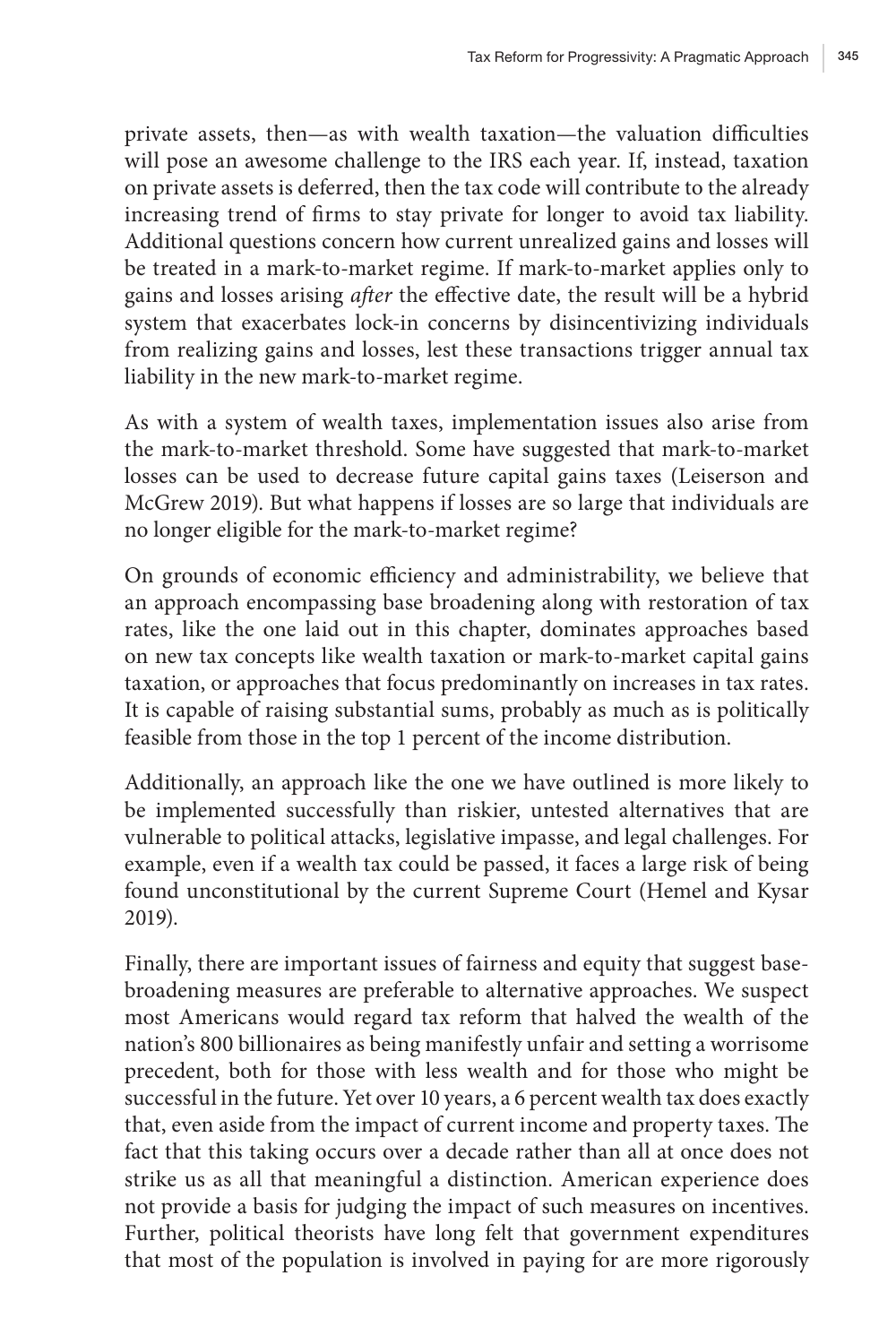private assets, then—as with wealth taxation—the valuation difficulties will pose an awesome challenge to the IRS each year. If, instead, taxation on private assets is deferred, then the tax code will contribute to the already increasing trend of firms to stay private for longer to avoid tax liability. Additional questions concern how current unrealized gains and losses will be treated in a mark-to-market regime. If mark-to-market applies only to gains and losses arising *after* the effective date, the result will be a hybrid system that exacerbates lock-in concerns by disincentivizing individuals from realizing gains and losses, lest these transactions trigger annual tax liability in the new mark-to-market regime.

As with a system of wealth taxes, implementation issues also arise from the mark-to-market threshold. Some have suggested that mark-to-market losses can be used to decrease future capital gains taxes (Leiserson and McGrew 2019). But what happens if losses are so large that individuals are no longer eligible for the mark-to-market regime?

On grounds of economic efficiency and administrability, we believe that an approach encompassing base broadening along with restoration of tax rates, like the one laid out in this chapter, dominates approaches based on new tax concepts like wealth taxation or mark-to-market capital gains taxation, or approaches that focus predominantly on increases in tax rates. It is capable of raising substantial sums, probably as much as is politically feasible from those in the top 1 percent of the income distribution.

Additionally, an approach like the one we have outlined is more likely to be implemented successfully than riskier, untested alternatives that are vulnerable to political attacks, legislative impasse, and legal challenges. For example, even if a wealth tax could be passed, it faces a large risk of being found unconstitutional by the current Supreme Court (Hemel and Kysar 2019).

Finally, there are important issues of fairness and equity that suggest base-broadening measures are preferable to alternative approaches. We suspect most Americans would regard tax reform that halved the wealth of the nation's 800 billionaires as being manifestly unfair and setting a worrisome precedent, both for those with less wealth and for those who might be successful in the future. Yet over 10 years, a 6 percent wealth tax does exactly that, even aside from the impact of current income and property taxes. The fact that this taking occurs over a decade rather than all at once does not strike us as all that meaningful a distinction. American experience does not provide a basis for judging the impact of such measures on incentives. Further, political theorists have long felt that government expenditures that most of the population is involved in paying for are more rigorously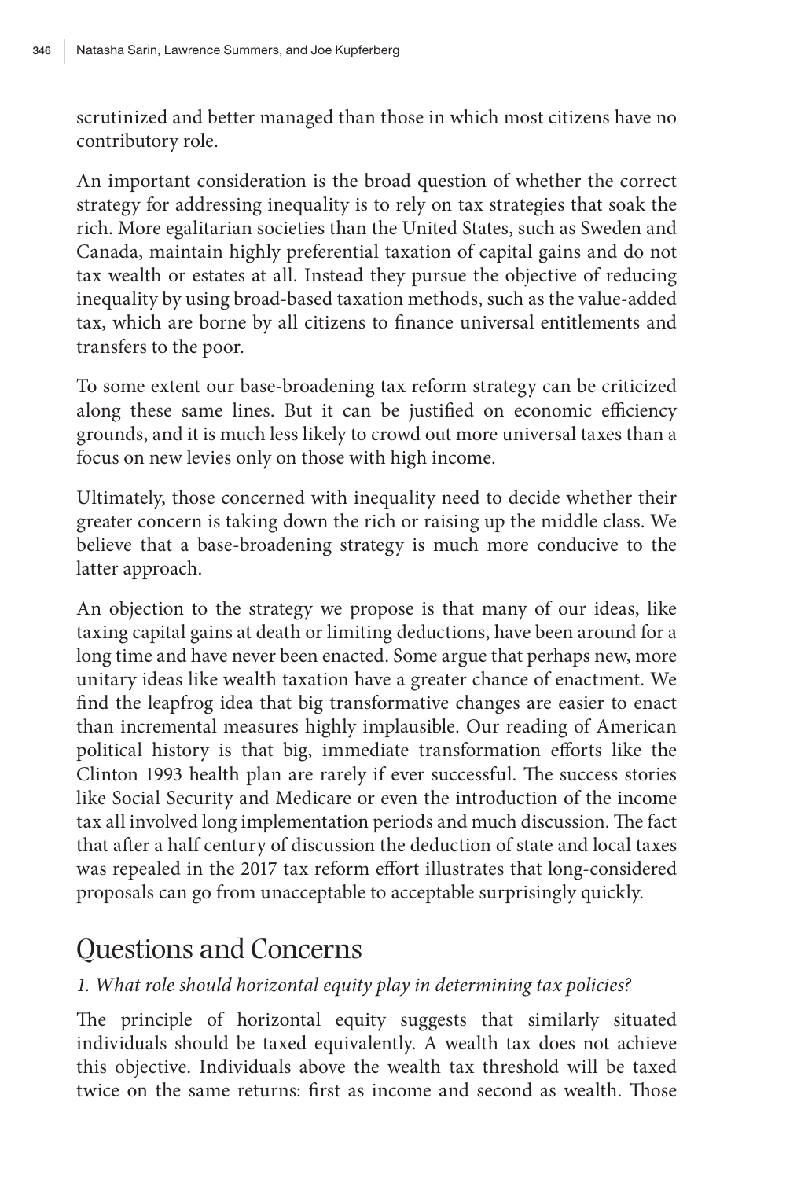scrutinized and better managed than those in which most citizens have no contributory role.

An important consideration is the broad question of whether the correct strategy for addressing inequality is to rely on tax strategies that soak the rich. More egalitarian societies than the United States, such as Sweden and Canada, maintain highly preferential taxation of capital gains and do not tax wealth or estates at all. Instead they pursue the objective of reducing inequality by using broad-based taxation methods, such as the value-added tax, which are borne by all citizens to finance universal entitlements and transfers to the poor.

To some extent our base-broadening tax reform strategy can be criticized along these same lines. But it can be justified on economic efficiency grounds, and it is much less likely to crowd out more universal taxes than a focus on new levies only on those with high income.

Ultimately, those concerned with inequality need to decide whether their greater concern is taking down the rich or raising up the middle class. We believe that a base-broadening strategy is much more conducive to the latter approach.

An objection to the strategy we propose is that many of our ideas, like taxing capital gains at death or limiting deductions, have been around for a long time and have never been enacted. Some argue that perhaps new, more unitary ideas like wealth taxation have a greater chance of enactment. We find the leapfrog idea that big transformative changes are easier to enact than incremental measures highly implausible. Our reading of American political history is that big, immediate transformation efforts like the Clinton 1993 health plan are rarely if ever successful. The success stories like Social Security and Medicare or even the introduction of the income tax all involved long implementation periods and much discussion. The fact that after a half century of discussion the deduction of state and local taxes was repealed in the 2017 tax reform effort illustrates that long-considered proposals can go from unacceptable to acceptable surprisingly quickly.

## Questions and Concerns

*1. What role should horizontal equity play in determining tax policies?*

The principle of horizontal equity suggests that similarly situated individuals should be taxed equivalently. A wealth tax does not achieve this objective. Individuals above the wealth tax threshold will be taxed twice on the same returns: first as income and second as wealth. Those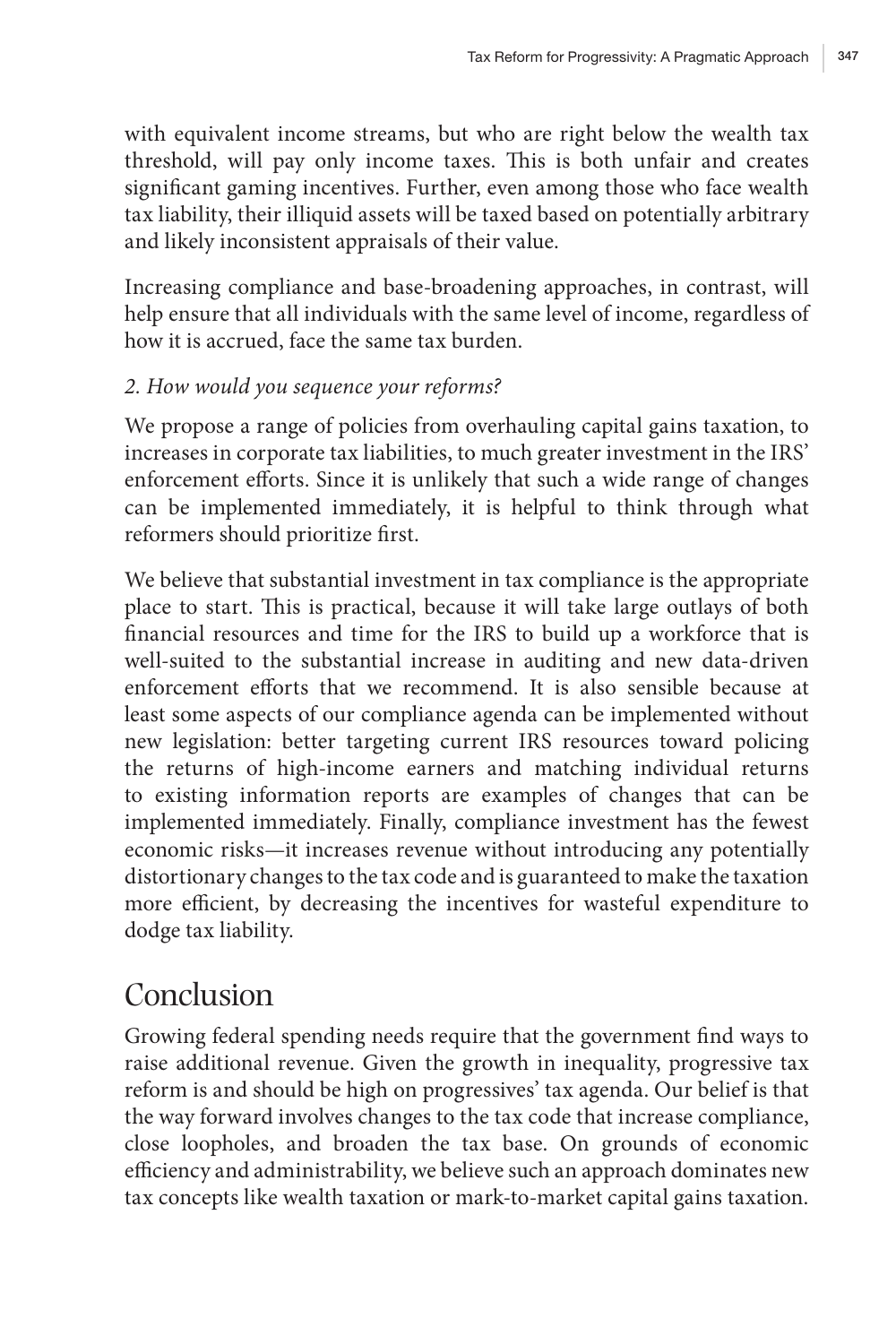with equivalent income streams, but who are right below the wealth tax threshold, will pay only income taxes. This is both unfair and creates significant gaming incentives. Further, even among those who face wealth tax liability, their illiquid assets will be taxed based on potentially arbitrary and likely inconsistent appraisals of their value.

Increasing compliance and base-broadening approaches, in contrast, will help ensure that all individuals with the same level of income, regardless of how it is accrued, face the same tax burden.

*2. How would you sequence your reforms?*

We propose a range of policies from overhauling capital gains taxation, to increases in corporate tax liabilities, to much greater investment in the IRS' enforcement efforts. Since it is unlikely that such a wide range of changes can be implemented immediately, it is helpful to think through what reformers should prioritize first.

We believe that substantial investment in tax compliance is the appropriate place to start. This is practical, because it will take large outlays of both financial resources and time for the IRS to build up a workforce that is well-suited to the substantial increase in auditing and new data-driven enforcement efforts that we recommend. It is also sensible because at least some aspects of our compliance agenda can be implemented without new legislation: better targeting current IRS resources toward policing the returns of high-income earners and matching individual returns to existing information reports are examples of changes that can be implemented immediately. Finally, compliance investment has the fewest economic risks—it increases revenue without introducing any potentially distortionary changes to the tax code and is guaranteed to make the taxation more efficient, by decreasing the incentives for wasteful expenditure to dodge tax liability.

# Conclusion

Growing federal spending needs require that the government find ways to raise additional revenue. Given the growth in inequality, progressive tax reform is and should be high on progressives' tax agenda. Our belief is that the way forward involves changes to the tax code that increase compliance, close loopholes, and broaden the tax base. On grounds of economic efficiency and administrability, we believe such an approach dominates new tax concepts like wealth taxation or mark-to-market capital gains taxation.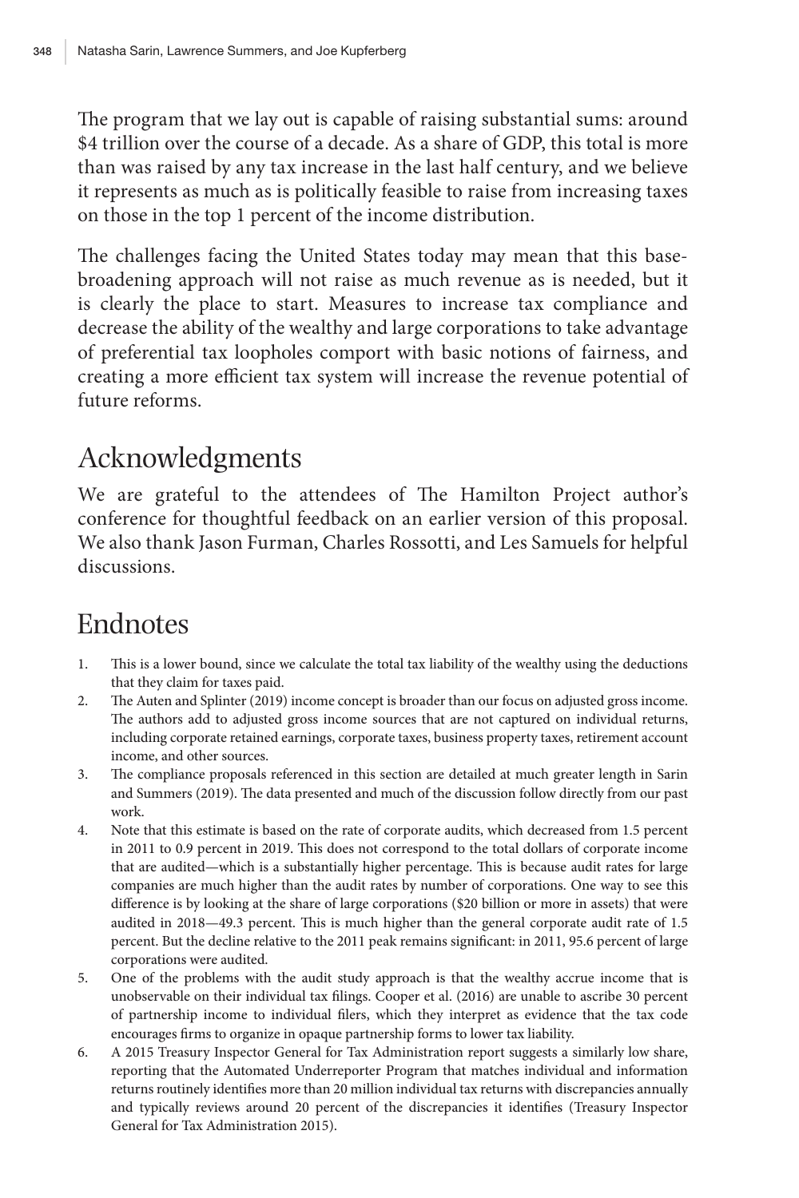The program that we lay out is capable of raising substantial sums: around $4 trillion over the course of a decade. As a share of GDP, this total is more than was raised by any tax increase in the last half century, and we believe it represents as much as is politically feasible to raise from increasing taxes on those in the top 1 percent of the income distribution.

The challenges facing the United States today may mean that this base-broadening approach will not raise as much revenue as is needed, but it is clearly the place to start. Measures to increase tax compliance and decrease the ability of the wealthy and large corporations to take advantage of preferential tax loopholes comport with basic notions of fairness, and creating a more efficient tax system will increase the revenue potential of future reforms.

## Acknowledgments

We are grateful to the attendees of The Hamilton Project author's conference for thoughtful feedback on an earlier version of this proposal. We also thank Jason Furman, Charles Rossotti, and Les Samuels for helpful discussions.

## Endnotes

1. This is a lower bound, since we calculate the total tax liability of the wealthy using the deductions that they claim for taxes paid.
2. The Auten and Splinter (2019) income concept is broader than our focus on adjusted gross income. The authors add to adjusted gross income sources that are not captured on individual returns, including corporate retained earnings, corporate taxes, business property taxes, retirement account income, and other sources.
3. The compliance proposals referenced in this section are detailed at much greater length in Sarin and Summers (2019). The data presented and much of the discussion follow directly from our past work.
4. Note that this estimate is based on the rate of corporate audits, which decreased from 1.5 percent in 2011 to 0.9 percent in 2019. This does not correspond to the total dollars of corporate income that are audited—which is a substantially higher percentage. This is because audit rates for large companies are much higher than the audit rates by number of corporations. One way to see this difference is by looking at the share of large corporations ($20 billion or more in assets) that were audited in 2018—49.3 percent. This is much higher than the general corporate audit rate of 1.5 percent. But the decline relative to the 2011 peak remains significant: in 2011, 95.6 percent of large corporations were audited.
5. One of the problems with the audit study approach is that the wealthy accrue income that is unobservable on their individual tax filings. Cooper et al. (2016) are unable to ascribe 30 percent of partnership income to individual filers, which they interpret as evidence that the tax code encourages firms to organize in opaque partnership forms to lower tax liability.
6. A 2015 Treasury Inspector General for Tax Administration report suggests a similarly low share, reporting that the Automated Underreporter Program that matches individual and information returns routinely identifies more than 20 million individual tax returns with discrepancies annually and typically reviews around 20 percent of the discrepancies it identifies (Treasury Inspector General for Tax Administration 2015).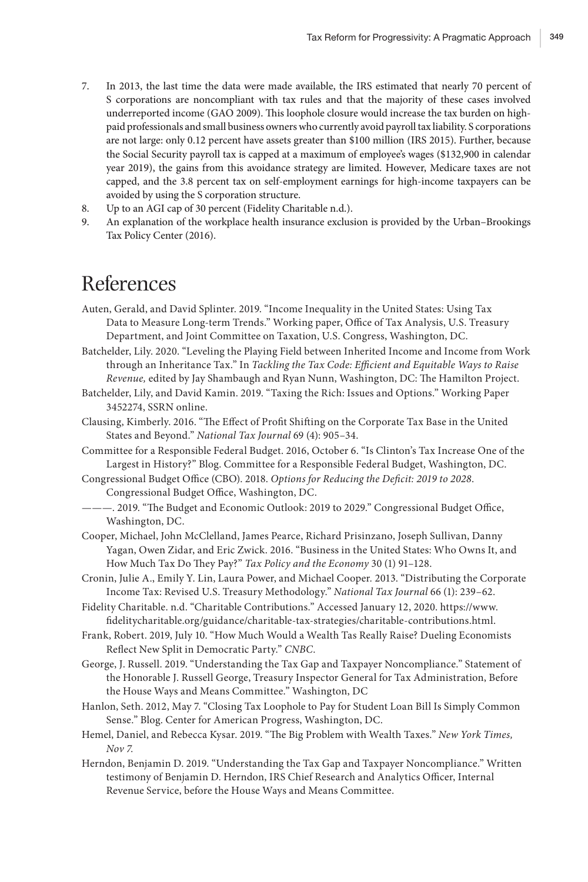7. In 2013, the last time the data were made available, the IRS estimated that nearly 70 percent of S corporations are noncompliant with tax rules and that the majority of these cases involved underreported income (GAO 2009). This loophole closure would increase the tax burden on high-paid professionals and small business owners who currently avoid payroll tax liability. S corporations are not large: only 0.12 percent have assets greater than $100 million (IRS 2015). Further, because the Social Security payroll tax is capped at a maximum of employee's wages ($132,900 in calendar year 2019), the gains from this avoidance strategy are limited. However, Medicare taxes are not capped, and the 3.8 percent tax on self-employment earnings for high-income taxpayers can be avoided by using the S corporation structure.
8. Up to an AGI cap of 30 percent (Fidelity Charitable n.d.).
9. An explanation of the workplace health insurance exclusion is provided by the Urban–Brookings Tax Policy Center (2016).

# References

Auten, Gerald, and David Splinter. 2019. "Income Inequality in the United States: Using Tax Data to Measure Long-term Trends." Working paper, Office of Tax Analysis, U.S. Treasury Department, and Joint Committee on Taxation, U.S. Congress, Washington, DC.

Batchelder, Lily. 2020. "Leveling the Playing Field between Inherited Income and Income from Work through an Inheritance Tax." In *Tackling the Tax Code: Efficient and Equitable Ways to Raise Revenue,* edited by Jay Shambaugh and Ryan Nunn, Washington, DC: The Hamilton Project.

Batchelder, Lily, and David Kamin. 2019. "Taxing the Rich: Issues and Options." Working Paper 3452274, SSRN online.

Clausing, Kimberly. 2016. "The Effect of Profit Shifting on the Corporate Tax Base in the United States and Beyond." *National Tax Journal* 69 (4): 905–34.

Committee for a Responsible Federal Budget. 2016, October 6. "Is Clinton's Tax Increase One of the Largest in History?" Blog. Committee for a Responsible Federal Budget, Washington, DC.

Congressional Budget Office (CBO). 2018. *Options for Reducing the Deficit: 2019 to 2028*. Congressional Budget Office, Washington, DC.

———. 2019. "The Budget and Economic Outlook: 2019 to 2029." Congressional Budget Office, Washington, DC.

Cooper, Michael, John McClelland, James Pearce, Richard Prisinzano, Joseph Sullivan, Danny Yagan, Owen Zidar, and Eric Zwick. 2016. "Business in the United States: Who Owns It, and How Much Tax Do They Pay?" *Tax Policy and the Economy* 30 (1) 91–128.

Cronin, Julie A., Emily Y. Lin, Laura Power, and Michael Cooper. 2013. "Distributing the Corporate Income Tax: Revised U.S. Treasury Methodology." *National Tax Journal* 66 (1): 239–62.

Fidelity Charitable. n.d. "Charitable Contributions." Accessed January 12, 2020. https://www.fidelitycharitable.org/guidance/charitable-tax-strategies/charitable-contributions.html.

Frank, Robert. 2019, July 10. "How Much Would a Wealth Tas Really Raise? Dueling Economists Reflect New Split in Democratic Party." *CNBC*.

George, J. Russell. 2019. "Understanding the Tax Gap and Taxpayer Noncompliance." Statement of the Honorable J. Russell George, Treasury Inspector General for Tax Administration, Before the House Ways and Means Committee." Washington, DC

Hanlon, Seth. 2012, May 7. "Closing Tax Loophole to Pay for Student Loan Bill Is Simply Common Sense." Blog. Center for American Progress, Washington, DC.

Hemel, Daniel, and Rebecca Kysar. 2019. "The Big Problem with Wealth Taxes." *New York Times, Nov 7.*

Herndon, Benjamin D. 2019. "Understanding the Tax Gap and Taxpayer Noncompliance." Written testimony of Benjamin D. Herndon, IRS Chief Research and Analytics Officer, Internal Revenue Service, before the House Ways and Means Committee.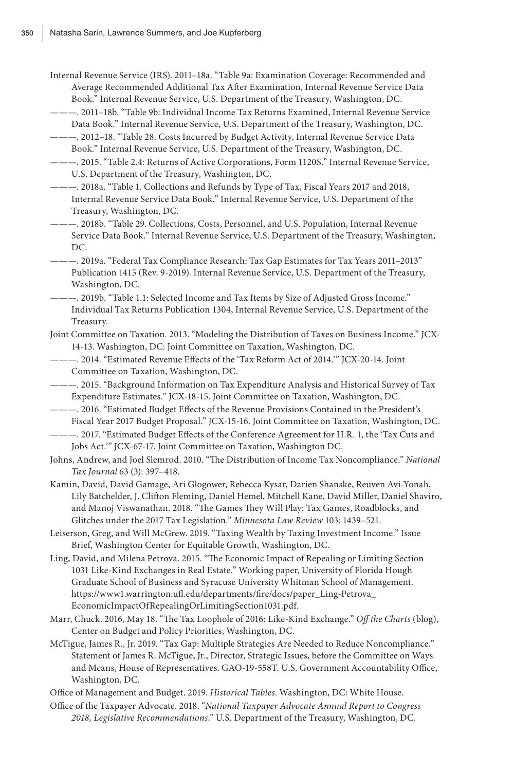Internal Revenue Service (IRS). 2011–18a. "Table 9a: Examination Coverage: Recommended and Average Recommended Additional Tax After Examination, Internal Revenue Service Data Book." Internal Revenue Service, U.S. Department of the Treasury, Washington, DC.

———. 2011–18b. "Table 9b: Individual Income Tax Returns Examined, Internal Revenue Service Data Book." Internal Revenue Service, U.S. Department of the Treasury, Washington, DC.

———. 2012–18. "Table 28. Costs Incurred by Budget Activity, Internal Revenue Service Data Book." Internal Revenue Service, U.S. Department of the Treasury, Washington, DC.

———. 2015. "Table 2.4: Returns of Active Corporations, Form 1120S." Internal Revenue Service, U.S. Department of the Treasury, Washington, DC.

———. 2018a. "Table 1. Collections and Refunds by Type of Tax, Fiscal Years 2017 and 2018, Internal Revenue Service Data Book." Internal Revenue Service, U.S. Department of the Treasury, Washington, DC.

———. 2018b. "Table 29. Collections, Costs, Personnel, and U.S. Population, Internal Revenue Service Data Book." Internal Revenue Service, U.S. Department of the Treasury, Washington, DC.

———. 2019a. "Federal Tax Compliance Research: Tax Gap Estimates for Tax Years 2011–2013" Publication 1415 (Rev. 9-2019). Internal Revenue Service, U.S. Department of the Treasury, Washington, DC.

———. 2019b. "Table 1.1: Selected Income and Tax Items by Size of Adjusted Gross Income." Individual Tax Returns Publication 1304, Internal Revenue Service, U.S. Department of the Treasury.

Joint Committee on Taxation. 2013. "Modeling the Distribution of Taxes on Business Income." JCX-14-13. Washington, DC: Joint Committee on Taxation, Washington, DC.

———. 2014. "Estimated Revenue Effects of the 'Tax Reform Act of 2014.'" JCX-20-14. Joint Committee on Taxation, Washington, DC.

———. 2015. "Background Information on Tax Expenditure Analysis and Historical Survey of Tax Expenditure Estimates." JCX-18-15. Joint Committee on Taxation, Washington, DC.

———. 2016. "Estimated Budget Effects of the Revenue Provisions Contained in the President's Fiscal Year 2017 Budget Proposal." JCX-15-16. Joint Committee on Taxation, Washington, DC.

———. 2017. "Estimated Budget Effects of the Conference Agreement for H.R. 1, the 'Tax Cuts and Jobs Act.'" JCX-67-17. Joint Committee on Taxation, Washington DC.

Johns, Andrew, and Joel Slemrod. 2010. "The Distribution of Income Tax Noncompliance." *National Tax Journal* 63 (3): 397–418.

Kamin, David, David Gamage, Ari Glogower, Rebecca Kysar, Darien Shanske, Reuven Avi-Yonah, Lily Batchelder, J. Clifton Fleming, Daniel Hemel, Mitchell Kane, David Miller, Daniel Shaviro, and Manoj Viswanathan. 2018. "The Games They Will Play: Tax Games, Roadblocks, and Glitches under the 2017 Tax Legislation." *Minnesota Law Review* 103: 1439–521.

Leiserson, Greg, and Will McGrew. 2019. "Taxing Wealth by Taxing Investment Income." Issue Brief, Washington Center for Equitable Growth, Washington, DC.

Ling, David, and Milena Petrova. 2015. "The Economic Impact of Repealing or Limiting Section 1031 Like-Kind Exchanges in Real Estate." Working paper, University of Florida Hough Graduate School of Business and Syracuse University Whitman School of Management. https://www1.warrington.ufl.edu/departments/fire/docs/paper_Ling-Petrova_EconomicImpactOfRepealingOrLimitingSection1031.pdf.

Marr, Chuck. 2016, May 18. "The Tax Loophole of 2016: Like-Kind Exchange." *Off the Charts* (blog), Center on Budget and Policy Priorities, Washington, DC.

McTigue, James R., Jr. 2019. "Tax Gap: Multiple Strategies Are Needed to Reduce Noncompliance." Statement of James R. McTigue, Jr., Director, Strategic Issues, before the Committee on Ways and Means, House of Representatives. GAO-19-558T. U.S. Government Accountability Office, Washington, DC.

Office of Management and Budget. 2019. *Historical Tables*. Washington, DC: White House.

Office of the Taxpayer Advocate. 2018. "*National Taxpayer Advocate Annual Report to Congress 2018, Legislative Recommendations*." U.S. Department of the Treasury, Washington, DC.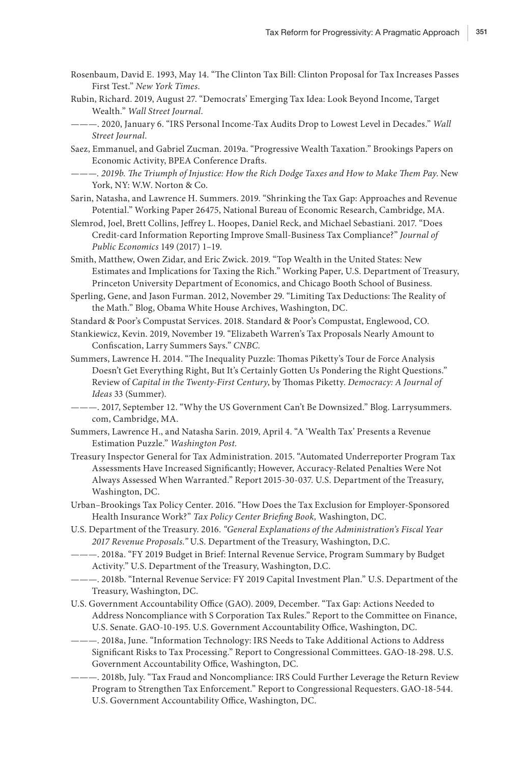Rosenbaum, David E. 1993, May 14. "The Clinton Tax Bill: Clinton Proposal for Tax Increases Passes First Test." *New York Times*.

Rubin, Richard. 2019, August 27. "Democrats' Emerging Tax Idea: Look Beyond Income, Target Wealth." *Wall Street Journal*.

———. 2020, January 6. "IRS Personal Income-Tax Audits Drop to Lowest Level in Decades." *Wall Street Journal*.

Saez, Emmanuel, and Gabriel Zucman. 2019a. "Progressive Wealth Taxation." Brookings Papers on Economic Activity, BPEA Conference Drafts.

———. *2019b. The Triumph of Injustice: How the Rich Dodge Taxes and How to Make Them Pay*. New York, NY: W.W. Norton & Co.

Sarin, Natasha, and Lawrence H. Summers. 2019. "Shrinking the Tax Gap: Approaches and Revenue Potential." Working Paper 26475, National Bureau of Economic Research, Cambridge, MA.

Slemrod, Joel, Brett Collins, Jeffrey L. Hoopes, Daniel Reck, and Michael Sebastiani. 2017. "Does Credit-card Information Reporting Improve Small-Business Tax Compliance?" *Journal of Public Economics* 149 (2017) 1–19.

Smith, Matthew, Owen Zidar, and Eric Zwick. 2019. "Top Wealth in the United States: New Estimates and Implications for Taxing the Rich." Working Paper, U.S. Department of Treasury, Princeton University Department of Economics, and Chicago Booth School of Business.

Sperling, Gene, and Jason Furman. 2012, November 29. "Limiting Tax Deductions: The Reality of the Math." Blog, Obama White House Archives, Washington, DC.

Standard & Poor's Compustat Services. 2018. Standard & Poor's Compustat, Englewood, CO.

Stankiewicz, Kevin. 2019, November 19. "Elizabeth Warren's Tax Proposals Nearly Amount to Confiscation, Larry Summers Says." *CNBC*.

Summers, Lawrence H. 2014. "The Inequality Puzzle: Thomas Piketty's Tour de Force Analysis Doesn't Get Everything Right, But It's Certainly Gotten Us Pondering the Right Questions." Review of *Capital in the Twenty-First Century*, by Thomas Piketty. *Democracy: A Journal of Ideas* 33 (Summer).

———. 2017, September 12. "Why the US Government Can't Be Downsized." Blog. Larrysummers.com, Cambridge, MA.

Summers, Lawrence H., and Natasha Sarin. 2019, April 4. "A 'Wealth Tax' Presents a Revenue Estimation Puzzle." *Washington Post*.

Treasury Inspector General for Tax Administration. 2015. "Automated Underreporter Program Tax Assessments Have Increased Significantly; However, Accuracy-Related Penalties Were Not Always Assessed When Warranted." Report 2015-30-037. U.S. Department of the Treasury, Washington, DC.

Urban–Brookings Tax Policy Center. 2016. "How Does the Tax Exclusion for Employer-Sponsored Health Insurance Work?" *Tax Policy Center Briefing Book,* Washington, DC.

U.S. Department of the Treasury. 2016. *"General Explanations of the Administration's Fiscal Year 2017 Revenue Proposals."* U.S. Department of the Treasury, Washington, D.C.

———. 2018a. "FY 2019 Budget in Brief: Internal Revenue Service, Program Summary by Budget Activity." U.S. Department of the Treasury, Washington, D.C.

———. 2018b. "Internal Revenue Service: FY 2019 Capital Investment Plan." U.S. Department of the Treasury, Washington, DC.

U.S. Government Accountability Office (GAO). 2009, December. "Tax Gap: Actions Needed to Address Noncompliance with S Corporation Tax Rules." Report to the Committee on Finance, U.S. Senate. GAO-10-195. U.S. Government Accountability Office, Washington, DC.

———. 2018a, June. "Information Technology: IRS Needs to Take Additional Actions to Address Significant Risks to Tax Processing." Report to Congressional Committees. GAO-18-298. U.S. Government Accountability Office, Washington, DC.

———. 2018b, July. "Tax Fraud and Noncompliance: IRS Could Further Leverage the Return Review Program to Strengthen Tax Enforcement." Report to Congressional Requesters. GAO-18-544. U.S. Government Accountability Office, Washington, DC.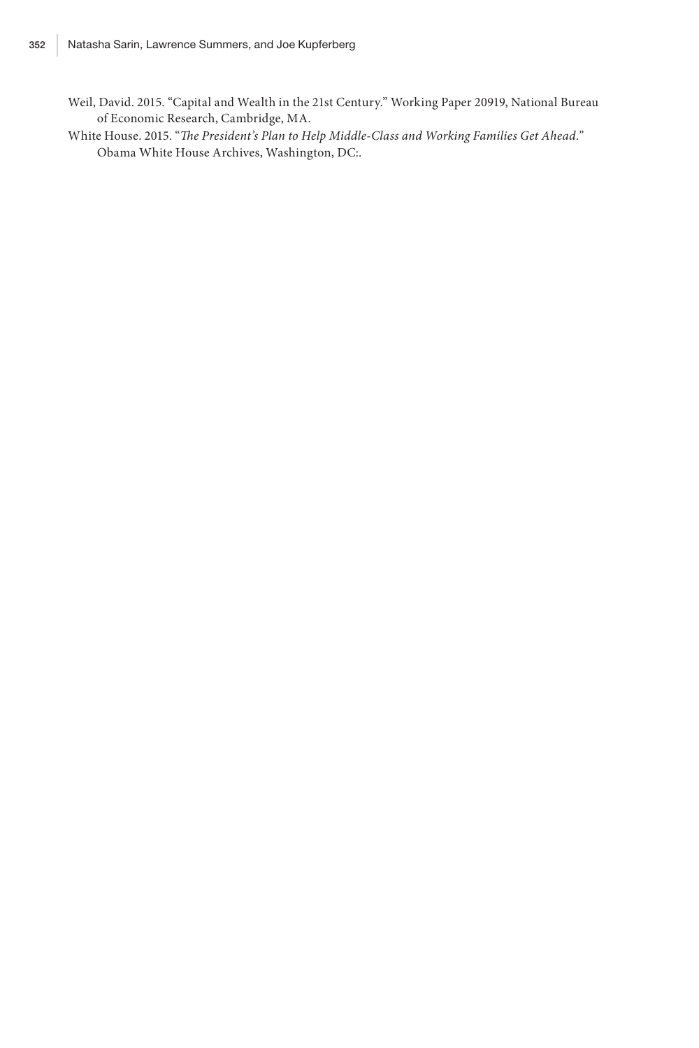Weil, David. 2015. "Capital and Wealth in the 21st Century." Working Paper 20919, National Bureau of Economic Research, Cambridge, MA.

White House. 2015. "*The President's Plan to Help Middle-Class and Working Families Get Ahead*." Obama White House Archives, Washington, DC:.